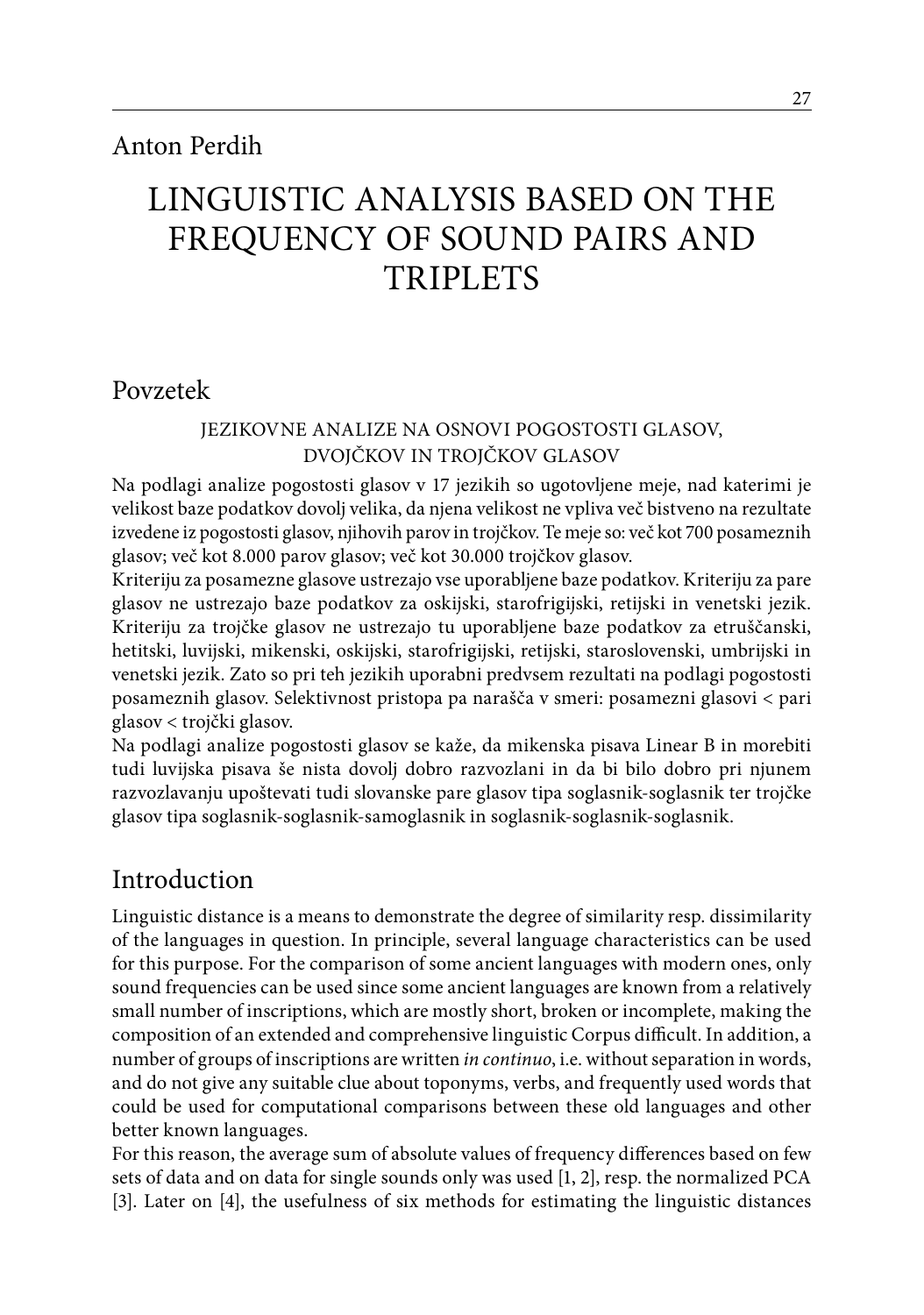Anton Perdih

# LINGUISTIC ANALYSIS BASED ON THE FREQUENCY OF SOUND PAIRS AND TRIPLETS

## Povzetek

### JEZIKOVNE ANALIZE NA OSNOVI POGOSTOSTI GLASOV, DVOJČKOV IN TROJČKOV GLASOV

Na podlagi analize pogostosti glasov v 17 jezikih so ugotovljene meje, nad katerimi je velikost baze podatkov dovolj velika, da njena velikost ne vpliva več bistveno na rezultate izvedene iz pogostosti glasov, njihovih parov in trojčkov. Te meje so: več kot 700 posameznih glasov; več kot 8.000 parov glasov; več kot 30.000 trojčkov glasov.

Kriteriju za posamezne glasove ustrezajo vse uporabljene baze podatkov. Kriteriju za pare glasov ne ustrezajo baze podatkov za oskijski, starofrigijski, retijski in venetski jezik. Kriteriju za trojčke glasov ne ustrezajo tu uporabljene baze podatkov za etruščanski, hetitski, luvijski, mikenski, oskijski, starofrigijski, retijski, staroslovenski, umbrijski in venetski jezik. Zato so pri teh jezikih uporabni predvsem rezultati na podlagi pogostosti posameznih glasov. Selektivnost pristopa pa narašča v smeri: posamezni glasovi < pari glasov < trojčki glasov.

Na podlagi analize pogostosti glasov se kaže, da mikenska pisava Linear B in morebiti tudi luvijska pisava še nista dovolj dobro razvozlani in da bi bilo dobro pri njunem razvozlavanju upoštevati tudi slovanske pare glasov tipa soglasnik-soglasnik ter trojčke glasov tipa soglasnik-soglasnik-samoglasnik in soglasnik-soglasnik-soglasnik.

## Introduction

Linguistic distance is a means to demonstrate the degree of similarity resp. dissimilarity of the languages in question. In principle, several language characteristics can be used for this purpose. For the comparison of some ancient languages with modern ones, only sound frequencies can be used since some ancient languages are known from a relatively small number of inscriptions, which are mostly short, broken or incomplete, making the composition of an extended and comprehensive linguistic Corpus difficult. In addition, a number of groups of inscriptions are written *in continuo*, i.e. without separation in words, and do not give any suitable clue about toponyms, verbs, and frequently used words that could be used for computational comparisons between these old languages and other better known languages.

For this reason, the average sum of absolute values of frequency differences based on few sets of data and on data for single sounds only was used [1, 2], resp. the normalized PCA [3]. Later on [4], the usefulness of six methods for estimating the linguistic distances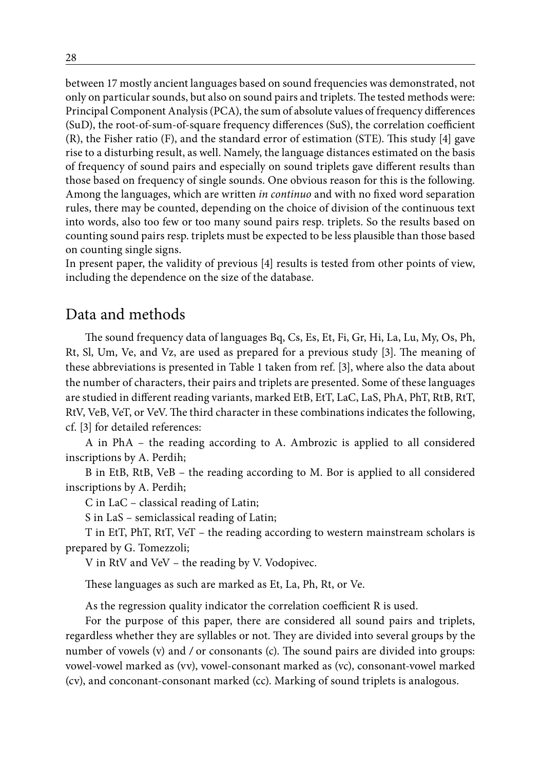between 17 mostly ancient languages based on sound frequencies was demonstrated, not only on particular sounds, but also on sound pairs and triplets. The tested methods were: Principal Component Analysis (PCA), the sum of absolute values of frequency differences (SuD), the root-of-sum-of-square frequency differences (SuS), the correlation coefficient (R), the Fisher ratio (F), and the standard error of estimation (STE). This study [4] gave rise to a disturbing result, as well. Namely, the language distances estimated on the basis of frequency of sound pairs and especially on sound triplets gave different results than those based on frequency of single sounds. One obvious reason for this is the following. Among the languages, which are written *in continuo* and with no fixed word separation rules, there may be counted, depending on the choice of division of the continuous text into words, also too few or too many sound pairs resp. triplets. So the results based on counting sound pairs resp. triplets must be expected to be less plausible than those based on counting single signs.

In present paper, the validity of previous [4] results is tested from other points of view, including the dependence on the size of the database.

## Data and methods

The sound frequency data of languages Bq, Cs, Es, Et, Fi, Gr, Hi, La, Lu, My, Os, Ph, Rt, Sl, Um, Ve, and Vz, are used as prepared for a previous study [3]. The meaning of these abbreviations is presented in Table 1 taken from ref. [3], where also the data about the number of characters, their pairs and triplets are presented. Some of these languages are studied in different reading variants, marked EtB, EtT, LaC, LaS, PhA, PhT, RtB, RtT, RtV, VeB, VeT, or VeV. The third character in these combinations indicates the following, cf. [3] for detailed references:

A in PhA – the reading according to A. Ambrozic is applied to all considered inscriptions by A. Perdih;

B in EtB, RtB, VeB – the reading according to M. Bor is applied to all considered inscriptions by A. Perdih;

C in LaC – classical reading of Latin;

S in LaS – semiclassical reading of Latin;

T in EtT, PhT, RtT, VeT – the reading according to western mainstream scholars is prepared by G. Tomezzoli;

V in RtV and VeV – the reading by V. Vodopivec.

These languages as such are marked as Et, La, Ph, Rt, or Ve.

As the regression quality indicator the correlation coefficient R is used.

For the purpose of this paper, there are considered all sound pairs and triplets, regardless whether they are syllables or not. They are divided into several groups by the number of vowels (v) and / or consonants (c). The sound pairs are divided into groups: vowel-vowel marked as (vv), vowel-consonant marked as (vc), consonant-vowel marked (cv), and conconant-consonant marked (cc). Marking of sound triplets is analogous.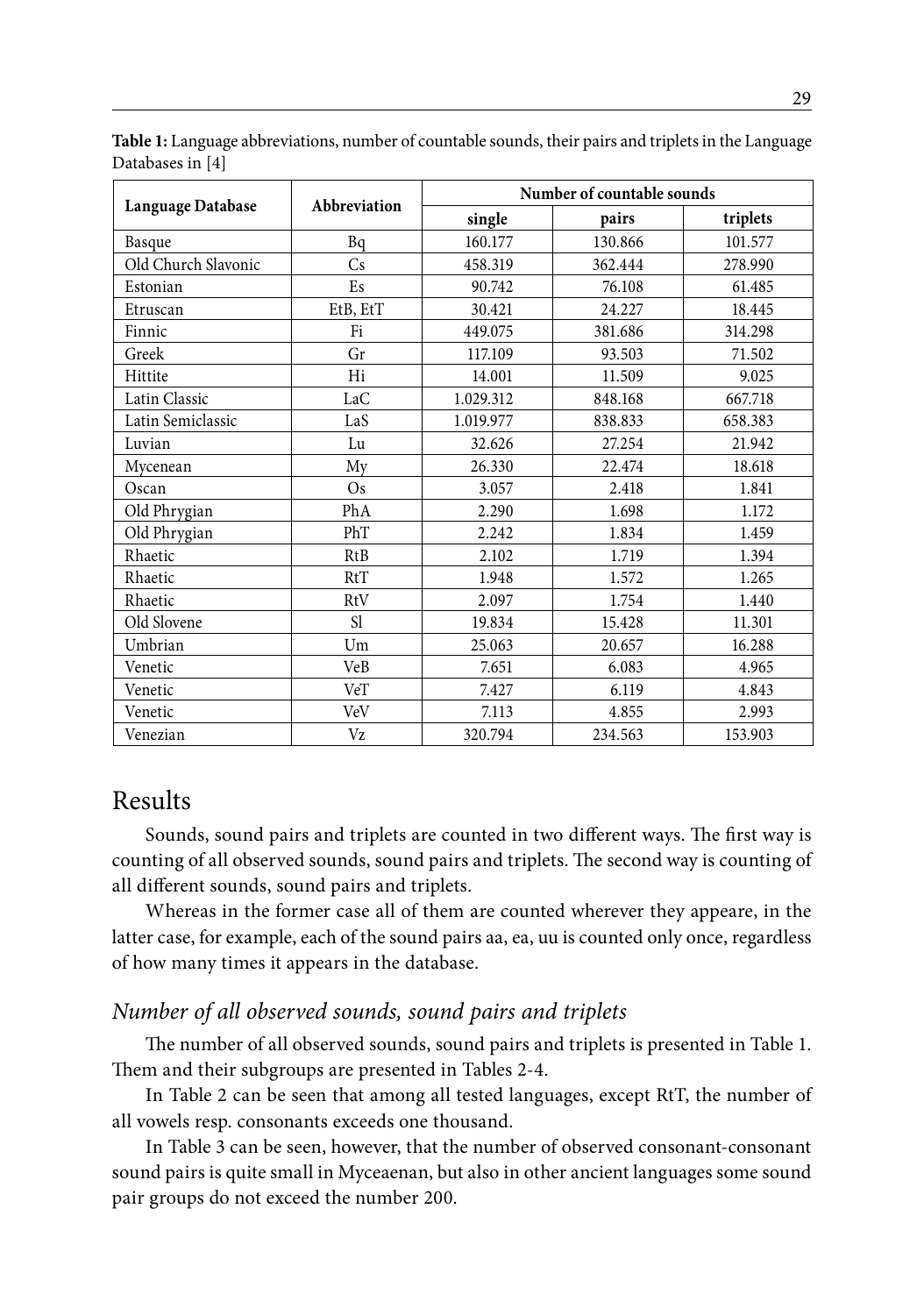**Table 1:** Language abbreviations, number of countable sounds, their pairs and triplets in the Language Databases in [4]

| Language Database | Abbreviation | Number of countable sounds | | |
|---|---|---|---|---|
| | | single | pairs | triplets |
| Basque | Bq | 160.177 | 130.866 | 101.577 |
| Old Church Slavonic | Cs | 458.319 | 362.444 | 278.990 |
| Estonian | Es | 90.742 | 76.108 | 61.485 |
| Etruscan | EtB, EtT | 30.421 | 24.227 | 18.445 |
| Finnic | Fi | 449.075 | 381.686 | 314.298 |
| Greek | Gr | 117.109 | 93.503 | 71.502 |
| Hittite | Hi | 14.001 | 11.509 | 9.025 |
| Latin Classic | LaC | 1.029.312 | 848.168 | 667.718 |
| Latin Semiclassic | LaS | 1.019.977 | 838.833 | 658.383 |
| Luvian | Lu | 32.626 | 27.254 | 21.942 |
| Mycenean | My | 26.330 | 22.474 | 18.618 |
| Oscan | Os | 3.057 | 2.418 | 1.841 |
| Old Phrygian | PhA | 2.290 | 1.698 | 1.172 |
| Old Phrygian | PhT | 2.242 | 1.834 | 1.459 |
| Rhaetic | RtB | 2.102 | 1.719 | 1.394 |
| Rhaetic | RtT | 1.948 | 1.572 | 1.265 |
| Rhaetic | RtV | 2.097 | 1.754 | 1.440 |
| Old Slovene | Sl | 19.834 | 15.428 | 11.301 |
| Umbrian | Um | 25.063 | 20.657 | 16.288 |
| Venetic | VeB | 7.651 | 6.083 | 4.965 |
| Venetic | VeT | 7.427 | 6.119 | 4.843 |
| Venetic | VeV | 7.113 | 4.855 | 2.993 |
| Venezian | Vz | 320.794 | 234.563 | 153.903 |

# Results

Sounds, sound pairs and triplets are counted in two different ways. The first way is counting of all observed sounds, sound pairs and triplets. The second way is counting of all different sounds, sound pairs and triplets.

Whereas in the former case all of them are counted wherever they appeare, in the latter case, for example, each of the sound pairs aa, ea, uu is counted only once, regardless of how many times it appears in the database.

## *Number of all observed sounds, sound pairs and triplets*

The number of all observed sounds, sound pairs and triplets is presented in Table 1. Them and their subgroups are presented in Tables 2-4.

In Table 2 can be seen that among all tested languages, except RtT, the number of all vowels resp. consonants exceeds one thousand.

In Table 3 can be seen, however, that the number of observed consonant-consonant sound pairs is quite small in Myceaenan, but also in other ancient languages some sound pair groups do not exceed the number 200.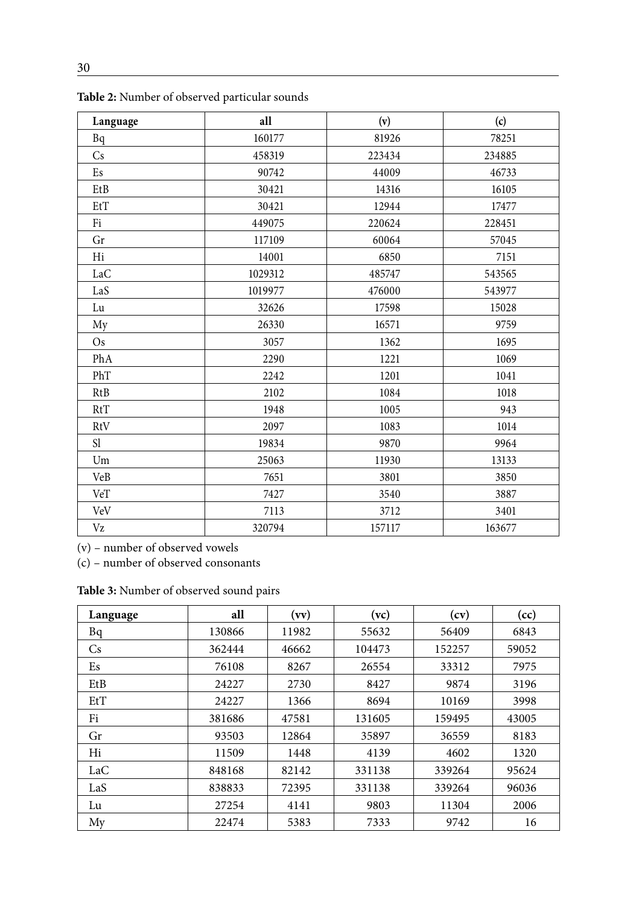**Table 2:** Number of observed particular sounds

| Language | all | (v) | (c) |
|---|---|---|---|
| Bq | 160177 | 81926 | 78251 |
| Cs | 458319 | 223434 | 234885 |
| Es | 90742 | 44009 | 46733 |
| EtB | 30421 | 14316 | 16105 |
| EtT | 30421 | 12944 | 17477 |
| Fi | 449075 | 220624 | 228451 |
| Gr | 117109 | 60064 | 57045 |
| Hi | 14001 | 6850 | 7151 |
| LaC | 1029312 | 485747 | 543565 |
| LaS | 1019977 | 476000 | 543977 |
| Lu | 32626 | 17598 | 15028 |
| My | 26330 | 16571 | 9759 |
| Os | 3057 | 1362 | 1695 |
| PhA | 2290 | 1221 | 1069 |
| PhT | 2242 | 1201 | 1041 |
| RtB | 2102 | 1084 | 1018 |
| RtT | 1948 | 1005 | 943 |
| RtV | 2097 | 1083 | 1014 |
| Sl | 19834 | 9870 | 9964 |
| Um | 25063 | 11930 | 13133 |
| VeB | 7651 | 3801 | 3850 |
| VeT | 7427 | 3540 | 3887 |
| VeV | 7113 | 3712 | 3401 |
| Vz | 320794 | 157117 | 163677 |

(v) – number of observed vowels

(c) – number of observed consonants

**Table 3:** Number of observed sound pairs

| Language | all | (vv) | (vc) | (cv) | (cc) |
|---|---|---|---|---|---|
| Bq | 130866 | 11982 | 55632 | 56409 | 6843 |
| Cs | 362444 | 46662 | 104473 | 152257 | 59052 |
| Es | 76108 | 8267 | 26554 | 33312 | 7975 |
| EtB | 24227 | 2730 | 8427 | 9874 | 3196 |
| EtT | 24227 | 1366 | 8694 | 10169 | 3998 |
| Fi | 381686 | 47581 | 131605 | 159495 | 43005 |
| Gr | 93503 | 12864 | 35897 | 36559 | 8183 |
| Hi | 11509 | 1448 | 4139 | 4602 | 1320 |
| LaC | 848168 | 82142 | 331138 | 339264 | 95624 |
| LaS | 838833 | 72395 | 331138 | 339264 | 96036 |
| Lu | 27254 | 4141 | 9803 | 11304 | 2006 |
| My | 22474 | 5383 | 7333 | 9742 | 16 |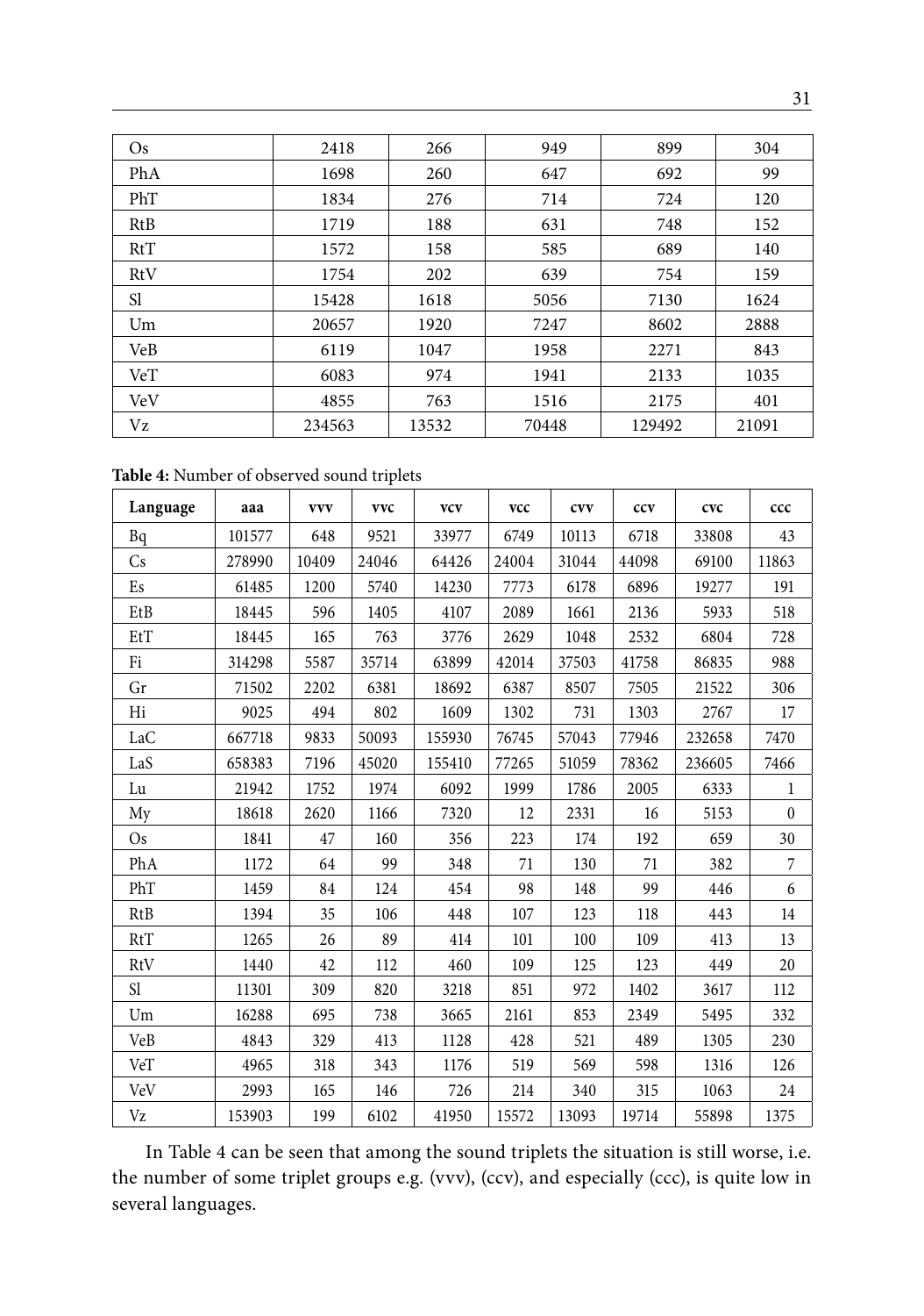| | | | | | |
|---|---|---|---|---|---|
| Os | 2418 | 266 | 949 | 899 | 304 |
| PhA | 1698 | 260 | 647 | 692 | 99 |
| PhT | 1834 | 276 | 714 | 724 | 120 |
| RtB | 1719 | 188 | 631 | 748 | 152 |
| RtT | 1572 | 158 | 585 | 689 | 140 |
| RtV | 1754 | 202 | 639 | 754 | 159 |
| Sl | 15428 | 1618 | 5056 | 7130 | 1624 |
| Um | 20657 | 1920 | 7247 | 8602 | 2888 |
| VeB | 6119 | 1047 | 1958 | 2271 | 843 |
| VeT | 6083 | 974 | 1941 | 2133 | 1035 |
| VeV | 4855 | 763 | 1516 | 2175 | 401 |
| Vz | 234563 | 13532 | 70448 | 129492 | 21091 |

**Table 4:** Number of observed sound triplets

| Language | aaa | vvv | vvc | vcv | vcc | cvv | ccv | cvc | ccc |
|---|---|---|---|---|---|---|---|---|---|
| Bq | 101577 | 648 | 9521 | 33977 | 6749 | 10113 | 6718 | 33808 | 43 |
| Cs | 278990 | 10409 | 24046 | 64426 | 24004 | 31044 | 44098 | 69100 | 11863 |
| Es | 61485 | 1200 | 5740 | 14230 | 7773 | 6178 | 6896 | 19277 | 191 |
| EtB | 18445 | 596 | 1405 | 4107 | 2089 | 1661 | 2136 | 5933 | 518 |
| EtT | 18445 | 165 | 763 | 3776 | 2629 | 1048 | 2532 | 6804 | 728 |
| Fi | 314298 | 5587 | 35714 | 63899 | 42014 | 37503 | 41758 | 86835 | 988 |
| Gr | 71502 | 2202 | 6381 | 18692 | 6387 | 8507 | 7505 | 21522 | 306 |
| Hi | 9025 | 494 | 802 | 1609 | 1302 | 731 | 1303 | 2767 | 17 |
| LaC | 667718 | 9833 | 50093 | 155930 | 76745 | 57043 | 77946 | 232658 | 7470 |
| LaS | 658383 | 7196 | 45020 | 155410 | 77265 | 51059 | 78362 | 236605 | 7466 |
| Lu | 21942 | 1752 | 1974 | 6092 | 1999 | 1786 | 2005 | 6333 | 1 |
| My | 18618 | 2620 | 1166 | 7320 | 12 | 2331 | 16 | 5153 | 0 |
| Os | 1841 | 47 | 160 | 356 | 223 | 174 | 192 | 659 | 30 |
| PhA | 1172 | 64 | 99 | 348 | 71 | 130 | 71 | 382 | 7 |
| PhT | 1459 | 84 | 124 | 454 | 98 | 148 | 99 | 446 | 6 |
| RtB | 1394 | 35 | 106 | 448 | 107 | 123 | 118 | 443 | 14 |
| RtT | 1265 | 26 | 89 | 414 | 101 | 100 | 109 | 413 | 13 |
| RtV | 1440 | 42 | 112 | 460 | 109 | 125 | 123 | 449 | 20 |
| Sl | 11301 | 309 | 820 | 3218 | 851 | 972 | 1402 | 3617 | 112 |
| Um | 16288 | 695 | 738 | 3665 | 2161 | 853 | 2349 | 5495 | 332 |
| VeB | 4843 | 329 | 413 | 1128 | 428 | 521 | 489 | 1305 | 230 |
| VeT | 4965 | 318 | 343 | 1176 | 519 | 569 | 598 | 1316 | 126 |
| VeV | 2993 | 165 | 146 | 726 | 214 | 340 | 315 | 1063 | 24 |
| Vz | 153903 | 199 | 6102 | 41950 | 15572 | 13093 | 19714 | 55898 | 1375 |

In Table 4 can be seen that among the sound triplets the situation is still worse, i.e. the number of some triplet groups e.g. (vvv), (ccv), and especially (ccc), is quite low in several languages.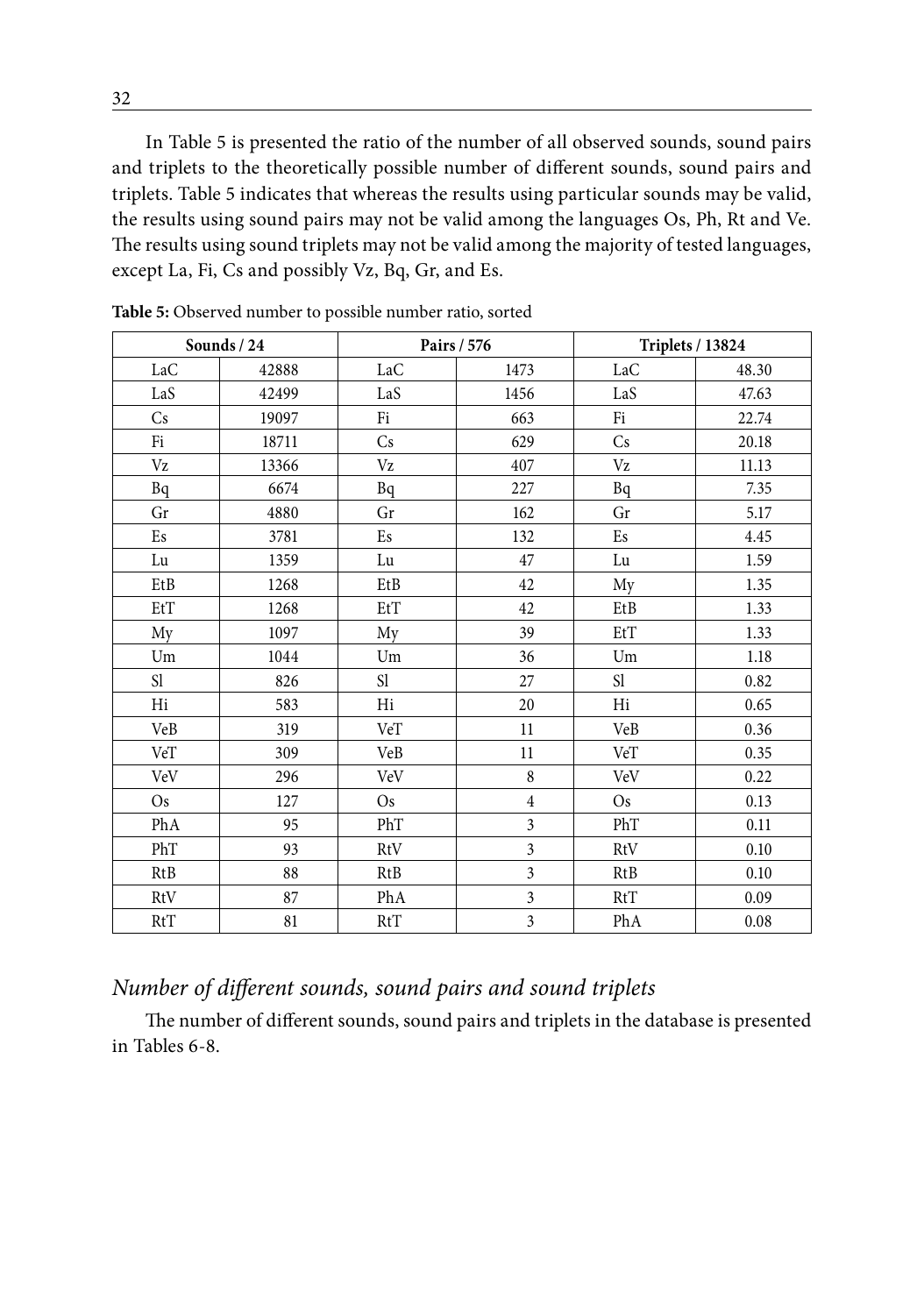In Table 5 is presented the ratio of the number of all observed sounds, sound pairs and triplets to the theoretically possible number of different sounds, sound pairs and triplets. Table 5 indicates that whereas the results using particular sounds may be valid, the results using sound pairs may not be valid among the languages Os, Ph, Rt and Ve. The results using sound triplets may not be valid among the majority of tested languages, except La, Fi, Cs and possibly Vz, Bq, Gr, and Es.

**Table 5:** Observed number to possible number ratio, sorted

| Sounds / 24 | | Pairs / 576 | | Triplets / 13824 | |
|---|---|---|---|---|---|
| LaC | 42888 | LaC | 1473 | LaC | 48.30 |
| LaS | 42499 | LaS | 1456 | LaS | 47.63 |
| Cs | 19097 | Fi | 663 | Fi | 22.74 |
| Fi | 18711 | Cs | 629 | Cs | 20.18 |
| Vz | 13366 | Vz | 407 | Vz | 11.13 |
| Bq | 6674 | Bq | 227 | Bq | 7.35 |
| Gr | 4880 | Gr | 162 | Gr | 5.17 |
| Es | 3781 | Es | 132 | Es | 4.45 |
| Lu | 1359 | Lu | 47 | Lu | 1.59 |
| EtB | 1268 | EtB | 42 | My | 1.35 |
| EtT | 1268 | EtT | 42 | EtB | 1.33 |
| My | 1097 | My | 39 | EtT | 1.33 |
| Um | 1044 | Um | 36 | Um | 1.18 |
| Sl | 826 | Sl | 27 | Sl | 0.82 |
| Hi | 583 | Hi | 20 | Hi | 0.65 |
| VeB | 319 | VeT | 11 | VeB | 0.36 |
| VeT | 309 | VeB | 11 | VeT | 0.35 |
| VeV | 296 | VeV | 8 | VeV | 0.22 |
| Os | 127 | Os | 4 | Os | 0.13 |
| PhA | 95 | PhT | 3 | PhT | 0.11 |
| PhT | 93 | RtV | 3 | RtV | 0.10 |
| RtB | 88 | RtB | 3 | RtB | 0.10 |
| RtV | 87 | PhA | 3 | RtT | 0.09 |
| RtT | 81 | RtT | 3 | PhA | 0.08 |

### *Number of different sounds, sound pairs and sound triplets*

The number of different sounds, sound pairs and triplets in the database is presented in Tables 6-8.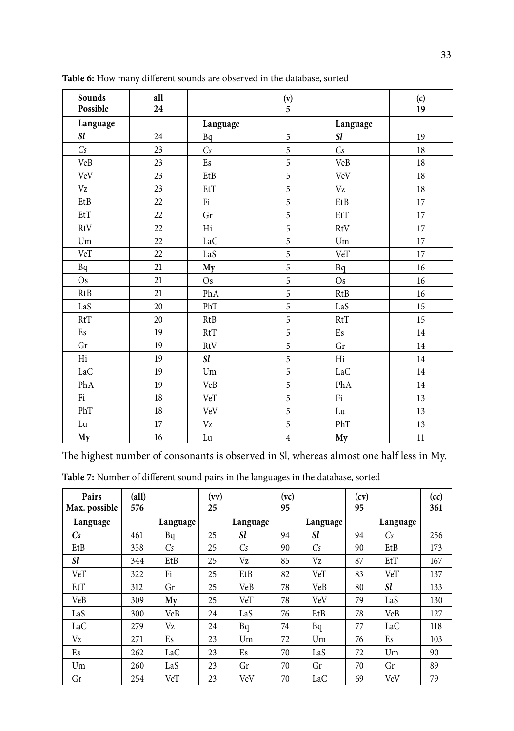**Table 6:** How many different sounds are observed in the database, sorted

| Sounds Possible | all 24 | | (v) 5 | | (c) 19 |
|---|---|---|---|---|---|
| **Language** | | **Language** | | **Language** | |
| ***Sl*** | 24 | Bq | 5 | ***Sl*** | 19 |
| *Cs* | 23 | *Cs* | 5 | *Cs* | 18 |
| VeB | 23 | Es | 5 | VeB | 18 |
| VeV | 23 | EtB | 5 | VeV | 18 |
| Vz | 23 | EtT | 5 | Vz | 18 |
| EtB | 22 | Fi | 5 | EtB | 17 |
| EtT | 22 | Gr | 5 | EtT | 17 |
| RtV | 22 | Hi | 5 | RtV | 17 |
| Um | 22 | LaC | 5 | Um | 17 |
| VeT | 22 | LaS | 5 | VeT | 17 |
| Bq | 21 | **My** | 5 | Bq | 16 |
| Os | 21 | Os | 5 | Os | 16 |
| RtB | 21 | PhA | 5 | RtB | 16 |
| LaS | 20 | PhT | 5 | LaS | 15 |
| RtT | 20 | RtB | 5 | RtT | 15 |
| Es | 19 | RtT | 5 | Es | 14 |
| Gr | 19 | RtV | 5 | Gr | 14 |
| Hi | 19 | ***Sl*** | 5 | Hi | 14 |
| LaC | 19 | Um | 5 | LaC | 14 |
| PhA | 19 | VeB | 5 | PhA | 14 |
| Fi | 18 | VeT | 5 | Fi | 13 |
| PhT | 18 | VeV | 5 | Lu | 13 |
| Lu | 17 | Vz | 5 | PhT | 13 |
| **My** | 16 | Lu | 4 | **My** | 11 |

The highest number of consonants is observed in Sl, whereas almost one half less in My.

**Table 7:** Number of different sound pairs in the languages in the database, sorted

| Pairs Max. possible | (all) 576 | | (vv) 25 | | (vc) 95 | | (cv) 95 | | (cc) 361 |
|---|---|---|---|---|---|---|---|---|---|
| **Language** | | **Language** | | **Language** | | **Language** | | **Language** | |
| ***Cs*** | 461 | Bq | 25 | ***Sl*** | 94 | ***Sl*** | 94 | *Cs* | 256 |
| EtB | 358 | *Cs* | 25 | *Cs* | 90 | *Cs* | 90 | EtB | 173 |
| ***Sl*** | 344 | EtB | 25 | Vz | 85 | Vz | 87 | EtT | 167 |
| VeT | 322 | Fi | 25 | EtB | 82 | VeT | 83 | VeT | 137 |
| EtT | 312 | Gr | 25 | VeB | 78 | VeB | 80 | ***Sl*** | 133 |
| VeB | 309 | **My** | 25 | VeT | 78 | VeV | 79 | LaS | 130 |
| LaS | 300 | VeB | 24 | LaS | 76 | EtB | 78 | VeB | 127 |
| LaC | 279 | Vz | 24 | Bq | 74 | Bq | 77 | LaC | 118 |
| Vz | 271 | Es | 23 | Um | 72 | Um | 76 | Es | 103 |
| Es | 262 | LaC | 23 | Es | 70 | LaS | 72 | Um | 90 |
| Um | 260 | LaS | 23 | Gr | 70 | Gr | 70 | Gr | 89 |
| Gr | 254 | VeT | 23 | VeV | 70 | LaC | 69 | VeV | 79 |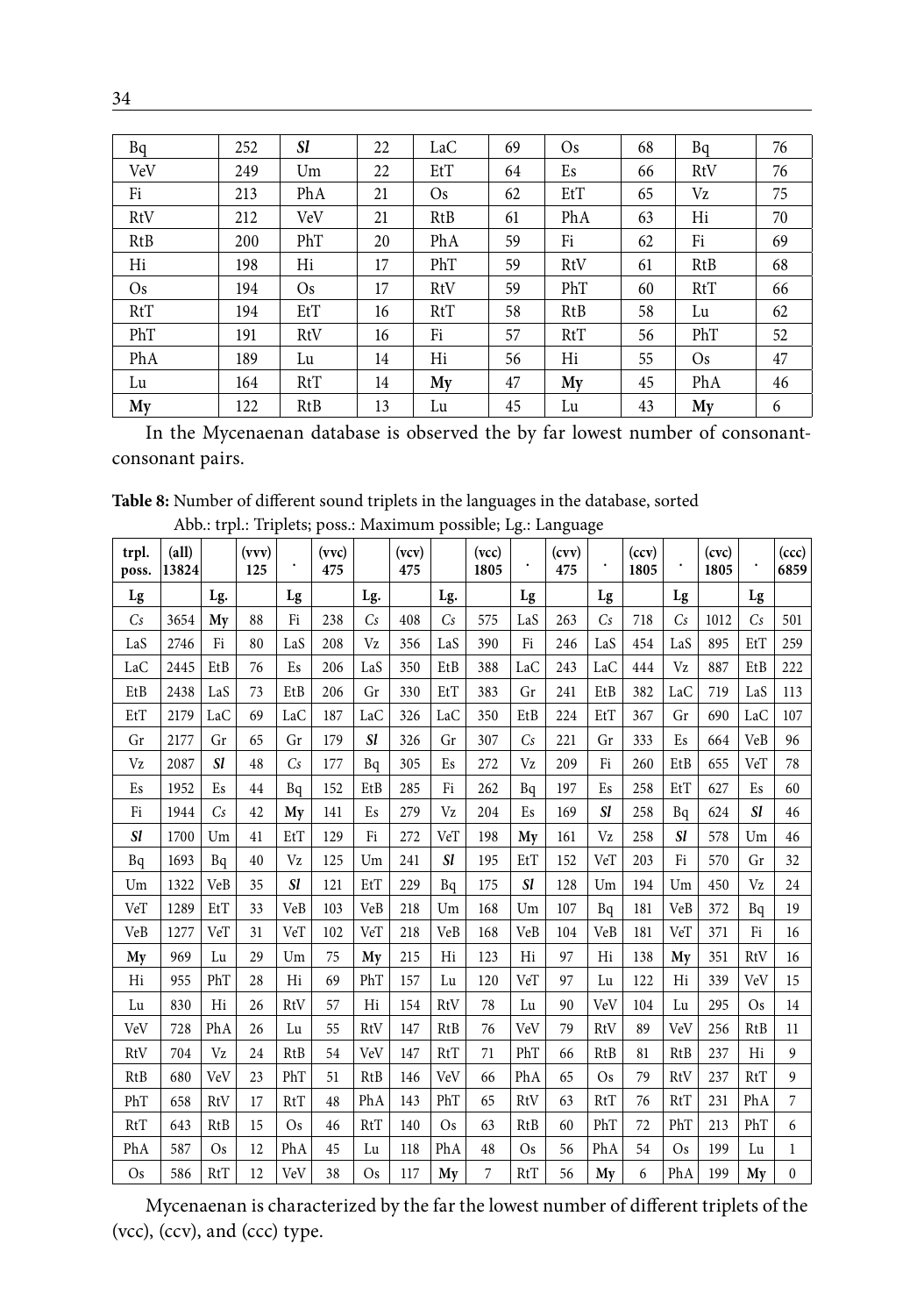| Bq | 252 | *Sl* | 22 | LaC | 69 | Os | 68 | Bq | 76 |
|---|---|---|---|---|---|---|---|---|---|
| VeV | 249 | Um | 22 | EtT | 64 | Es | 66 | RtV | 76 |
| Fi | 213 | PhA | 21 | Os | 62 | EtT | 65 | Vz | 75 |
| RtV | 212 | VeV | 21 | RtB | 61 | PhA | 63 | Hi | 70 |
| RtB | 200 | PhT | 20 | PhA | 59 | Fi | 62 | Fi | 69 |
| Hi | 198 | Hi | 17 | PhT | 59 | RtV | 61 | RtB | 68 |
| Os | 194 | Os | 17 | RtV | 59 | PhT | 60 | RtT | 66 |
| RtT | 194 | EtT | 16 | RtT | 58 | RtB | 58 | Lu | 62 |
| PhT | 191 | RtV | 16 | Fi | 57 | RtT | 56 | PhT | 52 |
| PhA | 189 | Lu | 14 | Hi | 56 | Hi | 55 | Os | 47 |
| Lu | 164 | RtT | 14 | **My** | 47 | **My** | 45 | PhA | 46 |
| **My** | 122 | RtB | 13 | Lu | 45 | Lu | 43 | **My** | 6 |

In the Mycenaenan database is observed the by far lowest number of consonant-consonant pairs.

**Table 8:** Number of different sound triplets in the languages in the database, sorted
Abb.: trpl.: Triplets; poss.: Maximum possible; Lg.: Language

| trpl. poss. | (all) 13824 | | (vvv) 125 | . | (vvc) 475 | | (vcv) 475 | | (vcc) 1805 | . | (cvv) 475 | . | (ccv) 1805 | . | (cvc) 1805 | . | (ccc) 6859 |
|---|---|---|---|---|---|---|---|---|---|---|---|---|---|---|---|---|---|
| Lg | | Lg. | | Lg | | Lg. | | Lg. | | Lg | | Lg | | Lg | | Lg | |
| *Cs* | 3654 | **My** | 88 | Fi | 238 | *Cs* | 408 | *Cs* | 575 | LaS | 263 | *Cs* | 718 | *Cs* | 1012 | *Cs* | 501 |
| LaS | 2746 | Fi | 80 | LaS | 208 | Vz | 356 | LaS | 390 | Fi | 246 | LaS | 454 | LaS | 895 | EtT | 259 |
| LaC | 2445 | EtB | 76 | Es | 206 | LaS | 350 | EtB | 388 | LaC | 243 | LaC | 444 | Vz | 887 | EtB | 222 |
| EtB | 2438 | LaS | 73 | EtB | 206 | Gr | 330 | EtT | 383 | Gr | 241 | EtB | 382 | LaC | 719 | LaS | 113 |
| EtT | 2179 | LaC | 69 | LaC | 187 | LaC | 326 | LaC | 350 | EtB | 224 | EtT | 367 | Gr | 690 | LaC | 107 |
| Gr | 2177 | Gr | 65 | Gr | 179 | *Sl* | 326 | Gr | 307 | *Cs* | 221 | Gr | 333 | Es | 664 | VeB | 96 |
| Vz | 2087 | *Sl* | 48 | *Cs* | 177 | Bq | 305 | Es | 272 | Vz | 209 | Fi | 260 | EtB | 655 | VeT | 78 |
| Es | 1952 | Es | 44 | Bq | 152 | EtB | 285 | Fi | 262 | Bq | 197 | Es | 258 | EtT | 627 | Es | 60 |
| Fi | 1944 | *Cs* | 42 | **My** | 141 | Es | 279 | Vz | 204 | Es | 169 | *Sl* | 258 | Bq | 624 | *Sl* | 46 |
| *Sl* | 1700 | Um | 41 | EtT | 129 | Fi | 272 | VeT | 198 | **My** | 161 | Vz | 258 | *Sl* | 578 | Um | 46 |
| Bq | 1693 | Bq | 40 | Vz | 125 | Um | 241 | *Sl* | 195 | EtT | 152 | VeT | 203 | Fi | 570 | Gr | 32 |
| Um | 1322 | VeB | 35 | *Sl* | 121 | EtT | 229 | Bq | 175 | *Sl* | 128 | Um | 194 | Um | 450 | Vz | 24 |
| VeT | 1289 | EtT | 33 | VeB | 103 | VeB | 218 | Um | 168 | Um | 107 | Bq | 181 | VeB | 372 | Bq | 19 |
| VeB | 1277 | VeT | 31 | VeT | 102 | VeT | 218 | VeB | 168 | VeB | 104 | VeB | 181 | VeT | 371 | Fi | 16 |
| **My** | 969 | Lu | 29 | Um | 75 | **My** | 215 | Hi | 123 | Hi | 97 | Hi | 138 | **My** | 351 | RtV | 16 |
| Hi | 955 | PhT | 28 | Hi | 69 | PhT | 157 | Lu | 120 | VeT | 97 | Lu | 122 | Hi | 339 | VeV | 15 |
| Lu | 830 | Hi | 26 | RtV | 57 | Hi | 154 | RtV | 78 | Lu | 90 | VeV | 104 | Lu | 295 | Os | 14 |
| VeV | 728 | PhA | 26 | Lu | 55 | RtV | 147 | RtB | 76 | VeV | 79 | RtV | 89 | VeV | 256 | RtB | 11 |
| RtV | 704 | Vz | 24 | RtB | 54 | VeV | 147 | RtT | 71 | PhT | 66 | RtB | 81 | RtB | 237 | Hi | 9 |
| RtB | 680 | VeV | 23 | PhT | 51 | RtB | 146 | VeV | 66 | PhA | 65 | Os | 79 | RtV | 237 | RtT | 9 |
| PhT | 658 | RtV | 17 | RtT | 48 | PhA | 143 | PhT | 65 | RtV | 63 | RtT | 76 | RtT | 231 | PhA | 7 |
| RtT | 643 | RtB | 15 | Os | 46 | RtT | 140 | Os | 63 | RtB | 60 | PhT | 72 | PhT | 213 | PhT | 6 |
| PhA | 587 | Os | 12 | PhA | 45 | Lu | 118 | PhA | 48 | Os | 56 | PhA | 54 | Os | 199 | Lu | 1 |
| Os | 586 | RtT | 12 | VeV | 38 | Os | 117 | **My** | 7 | RtT | 56 | **My** | 6 | PhA | 199 | **My** | 0 |

Mycenaenan is characterized by the far the lowest number of different triplets of the (vcc), (ccv), and (ccc) type.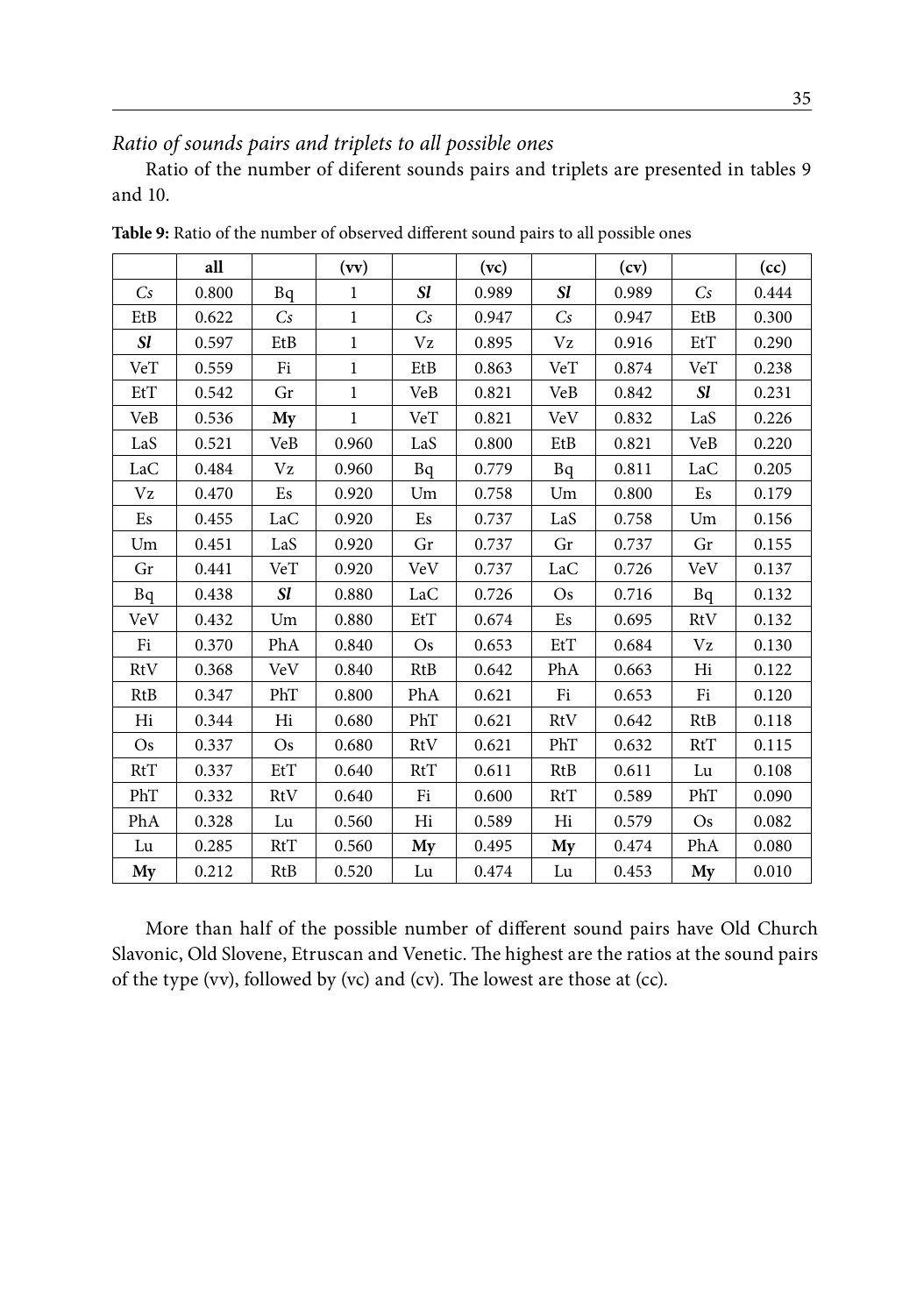*Ratio of sounds pairs and triplets to all possible ones*

Ratio of the number of diferent sounds pairs and triplets are presented in tables 9 and 10.

**Table 9:** Ratio of the number of observed different sound pairs to all possible ones

| | all | | (vv) | | (vc) | | (cv) | | (cc) |
|---|---|---|---|---|---|---|---|---|---|
| *Cs* | 0.800 | Bq | 1 | ***Sl*** | 0.989 | ***Sl*** | 0.989 | *Cs* | 0.444 |
| EtB | 0.622 | *Cs* | 1 | *Cs* | 0.947 | *Cs* | 0.947 | EtB | 0.300 |
| ***Sl*** | 0.597 | EtB | 1 | Vz | 0.895 | Vz | 0.916 | EtT | 0.290 |
| VeT | 0.559 | Fi | 1 | EtB | 0.863 | VeT | 0.874 | VeT | 0.238 |
| EtT | 0.542 | Gr | 1 | VeB | 0.821 | VeB | 0.842 | ***Sl*** | 0.231 |
| VeB | 0.536 | **My** | 1 | VeT | 0.821 | VeV | 0.832 | LaS | 0.226 |
| LaS | 0.521 | VeB | 0.960 | LaS | 0.800 | EtB | 0.821 | VeB | 0.220 |
| LaC | 0.484 | Vz | 0.960 | Bq | 0.779 | Bq | 0.811 | LaC | 0.205 |
| Vz | 0.470 | Es | 0.920 | Um | 0.758 | Um | 0.800 | Es | 0.179 |
| Es | 0.455 | LaC | 0.920 | Es | 0.737 | LaS | 0.758 | Um | 0.156 |
| Um | 0.451 | LaS | 0.920 | Gr | 0.737 | Gr | 0.737 | Gr | 0.155 |
| Gr | 0.441 | VeT | 0.920 | VeV | 0.737 | LaC | 0.726 | VeV | 0.137 |
| Bq | 0.438 | ***Sl*** | 0.880 | LaC | 0.726 | Os | 0.716 | Bq | 0.132 |
| VeV | 0.432 | Um | 0.880 | EtT | 0.674 | Es | 0.695 | RtV | 0.132 |
| Fi | 0.370 | PhA | 0.840 | Os | 0.653 | EtT | 0.684 | Vz | 0.130 |
| RtV | 0.368 | VeV | 0.840 | RtB | 0.642 | PhA | 0.663 | Hi | 0.122 |
| RtB | 0.347 | PhT | 0.800 | PhA | 0.621 | Fi | 0.653 | Fi | 0.120 |
| Hi | 0.344 | Hi | 0.680 | PhT | 0.621 | RtV | 0.642 | RtB | 0.118 |
| Os | 0.337 | Os | 0.680 | RtV | 0.621 | PhT | 0.632 | RtT | 0.115 |
| RtT | 0.337 | EtT | 0.640 | RtT | 0.611 | RtB | 0.611 | Lu | 0.108 |
| PhT | 0.332 | RtV | 0.640 | Fi | 0.600 | RtT | 0.589 | PhT | 0.090 |
| PhA | 0.328 | Lu | 0.560 | Hi | 0.589 | Hi | 0.579 | Os | 0.082 |
| Lu | 0.285 | RtT | 0.560 | **My** | 0.495 | **My** | 0.474 | PhA | 0.080 |
| **My** | 0.212 | RtB | 0.520 | Lu | 0.474 | Lu | 0.453 | **My** | 0.010 |

More than half of the possible number of different sound pairs have Old Church Slavonic, Old Slovene, Etruscan and Venetic. The highest are the ratios at the sound pairs of the type (vv), followed by (vc) and (cv). The lowest are those at (cc).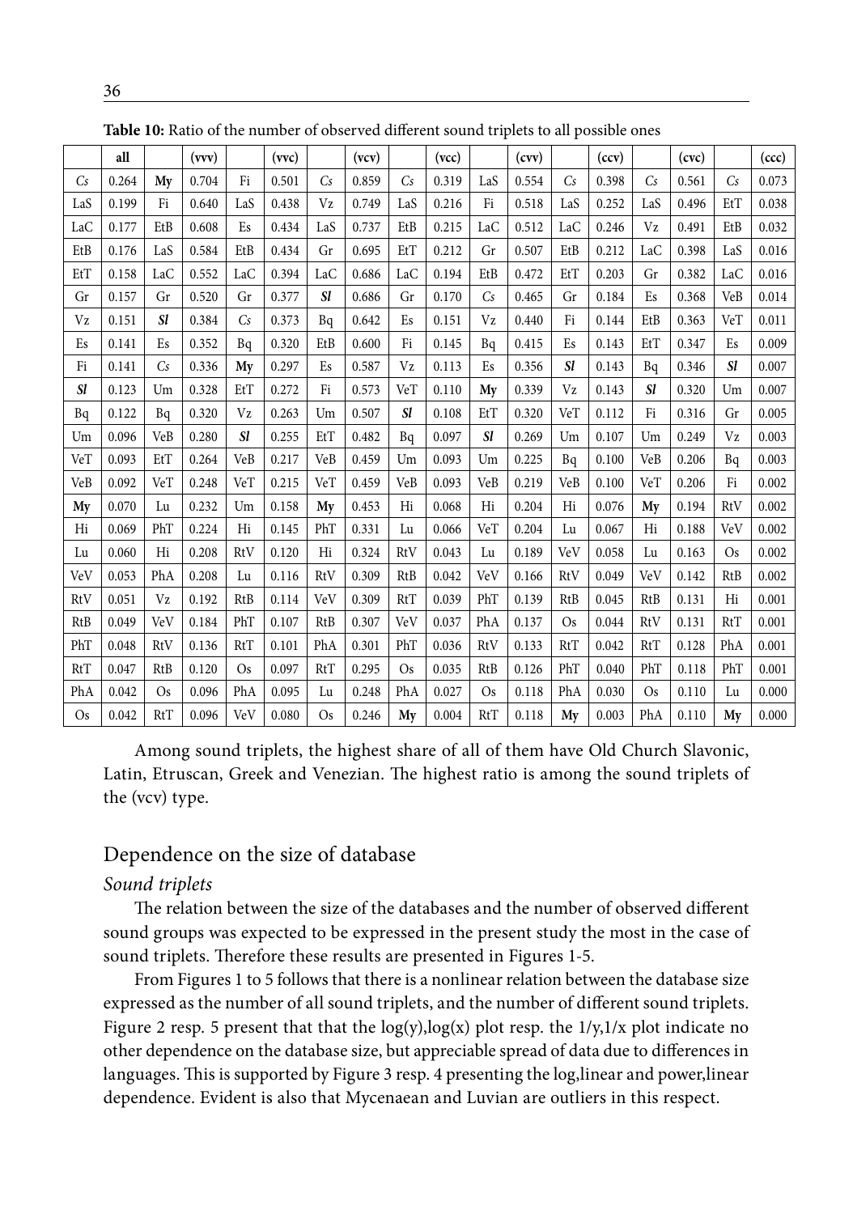**Table 10:** Ratio of the number of observed different sound triplets to all possible ones

| | all | | (vvv) | | (vvc) | | (vcv) | | (vcc) | | (cvv) | | (ccv) | | (cvc) | | (ccc) |
|---|---|---|---|---|---|---|---|---|---|---|---|---|---|---|---|---|---|
| *Cs* | 0.264 | **My** | 0.704 | Fi | 0.501 | *Cs* | 0.859 | *Cs* | 0.319 | LaS | 0.554 | *Cs* | 0.398 | *Cs* | 0.561 | *Cs* | 0.073 |
| LaS | 0.199 | Fi | 0.640 | LaS | 0.438 | Vz | 0.749 | LaS | 0.216 | Fi | 0.518 | LaS | 0.252 | LaS | 0.496 | EtT | 0.038 |
| LaC | 0.177 | EtB | 0.608 | Es | 0.434 | LaS | 0.737 | EtB | 0.215 | LaC | 0.512 | LaC | 0.246 | Vz | 0.491 | EtB | 0.032 |
| EtB | 0.176 | LaS | 0.584 | EtB | 0.434 | Gr | 0.695 | EtT | 0.212 | Gr | 0.507 | EtB | 0.212 | LaC | 0.398 | LaS | 0.016 |
| EtT | 0.158 | LaC | 0.552 | LaC | 0.394 | LaC | 0.686 | LaC | 0.194 | EtB | 0.472 | EtT | 0.203 | Gr | 0.382 | LaC | 0.016 |
| Gr | 0.157 | Gr | 0.520 | Gr | 0.377 | ***Sl*** | 0.686 | Gr | 0.170 | *Cs* | 0.465 | Gr | 0.184 | Es | 0.368 | VeB | 0.014 |
| Vz | 0.151 | ***Sl*** | 0.384 | *Cs* | 0.373 | Bq | 0.642 | Es | 0.151 | Vz | 0.440 | Fi | 0.144 | EtB | 0.363 | VeT | 0.011 |
| Es | 0.141 | Es | 0.352 | Bq | 0.320 | EtB | 0.600 | Fi | 0.145 | Bq | 0.415 | Es | 0.143 | EtT | 0.347 | Es | 0.009 |
| Fi | 0.141 | *Cs* | 0.336 | **My** | 0.297 | Es | 0.587 | Vz | 0.113 | Es | 0.356 | ***Sl*** | 0.143 | Bq | 0.346 | ***Sl*** | 0.007 |
| ***Sl*** | 0.123 | Um | 0.328 | EtT | 0.272 | Fi | 0.573 | VeT | 0.110 | **My** | 0.339 | Vz | 0.143 | ***Sl*** | 0.320 | Um | 0.007 |
| Bq | 0.122 | Bq | 0.320 | Vz | 0.263 | Um | 0.507 | ***Sl*** | 0.108 | EtT | 0.320 | VeT | 0.112 | Fi | 0.316 | Gr | 0.005 |
| Um | 0.096 | VeB | 0.280 | ***Sl*** | 0.255 | EtT | 0.482 | Bq | 0.097 | ***Sl*** | 0.269 | Um | 0.107 | Um | 0.249 | Vz | 0.003 |
| VeT | 0.093 | EtT | 0.264 | VeB | 0.217 | VeB | 0.459 | Um | 0.093 | Um | 0.225 | Bq | 0.100 | VeB | 0.206 | Bq | 0.003 |
| VeB | 0.092 | VeT | 0.248 | VeT | 0.215 | VeT | 0.459 | VeB | 0.093 | VeB | 0.219 | VeB | 0.100 | VeT | 0.206 | Fi | 0.002 |
| **My** | 0.070 | Lu | 0.232 | Um | 0.158 | **My** | 0.453 | Hi | 0.068 | Hi | 0.204 | Hi | 0.076 | **My** | 0.194 | RtV | 0.002 |
| Hi | 0.069 | PhT | 0.224 | Hi | 0.145 | PhT | 0.331 | Lu | 0.066 | VeT | 0.204 | Lu | 0.067 | Hi | 0.188 | VeV | 0.002 |
| Lu | 0.060 | Hi | 0.208 | RtV | 0.120 | Hi | 0.324 | RtV | 0.043 | Lu | 0.189 | VeV | 0.058 | Lu | 0.163 | Os | 0.002 |
| VeV | 0.053 | PhA | 0.208 | Lu | 0.116 | RtV | 0.309 | RtB | 0.042 | VeV | 0.166 | RtV | 0.049 | VeV | 0.142 | RtB | 0.002 |
| RtV | 0.051 | Vz | 0.192 | RtB | 0.114 | VeV | 0.309 | RtT | 0.039 | PhT | 0.139 | RtB | 0.045 | RtB | 0.131 | Hi | 0.001 |
| RtB | 0.049 | VeV | 0.184 | PhT | 0.107 | RtB | 0.307 | VeV | 0.037 | PhA | 0.137 | Os | 0.044 | RtV | 0.131 | RtT | 0.001 |
| PhT | 0.048 | RtV | 0.136 | RtT | 0.101 | PhA | 0.301 | PhT | 0.036 | RtV | 0.133 | RtT | 0.042 | RtT | 0.128 | PhA | 0.001 |
| RtT | 0.047 | RtB | 0.120 | Os | 0.097 | RtT | 0.295 | Os | 0.035 | RtB | 0.126 | PhT | 0.040 | PhT | 0.118 | PhT | 0.001 |
| PhA | 0.042 | Os | 0.096 | PhA | 0.095 | Lu | 0.248 | PhA | 0.027 | Os | 0.118 | PhA | 0.030 | Os | 0.110 | Lu | 0.000 |
| Os | 0.042 | RtT | 0.096 | VeV | 0.080 | Os | 0.246 | **My** | 0.004 | RtT | 0.118 | **My** | 0.003 | PhA | 0.110 | **My** | 0.000 |

Among sound triplets, the highest share of all of them have Old Church Slavonic, Latin, Etruscan, Greek and Venezian. The highest ratio is among the sound triplets of the (vcv) type.

## Dependence on the size of database

### *Sound triplets*

The relation between the size of the databases and the number of observed different sound groups was expected to be expressed in the present study the most in the case of sound triplets. Therefore these results are presented in Figures 1-5.

From Figures 1 to 5 follows that there is a nonlinear relation between the database size expressed as the number of all sound triplets, and the number of different sound triplets. Figure 2 resp. 5 present that that the log(y),log(x) plot resp. the 1/y,1/x plot indicate no other dependence on the database size, but appreciable spread of data due to differences in languages. This is supported by Figure 3 resp. 4 presenting the log,linear and power,linear dependence. Evident is also that Mycenaean and Luvian are outliers in this respect.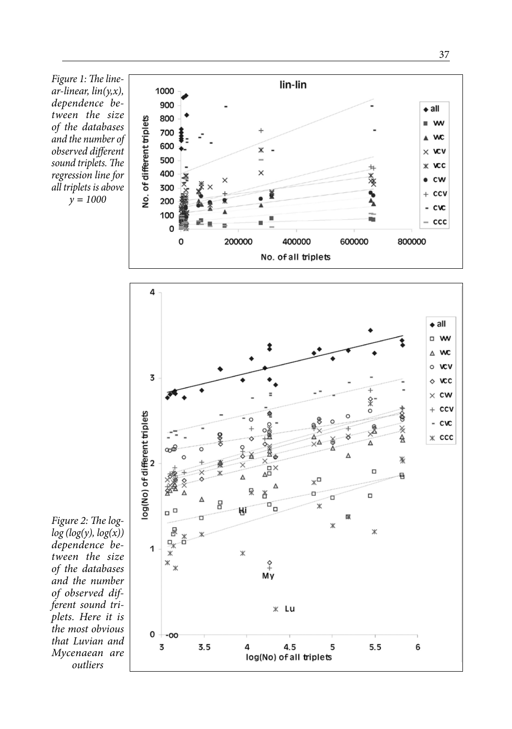*Figure 1: The linear-linear, lin(y,x), dependence between the size of the databases and the number of observed different sound triplets. The regression line for all triplets is above y = 1000*

*Figure 2: The log-log (log(y), log(x)) dependence between the size of the databases and the number of observed different sound triplets. Here it is the most obvious that Luvian and Mycenaean are outliers*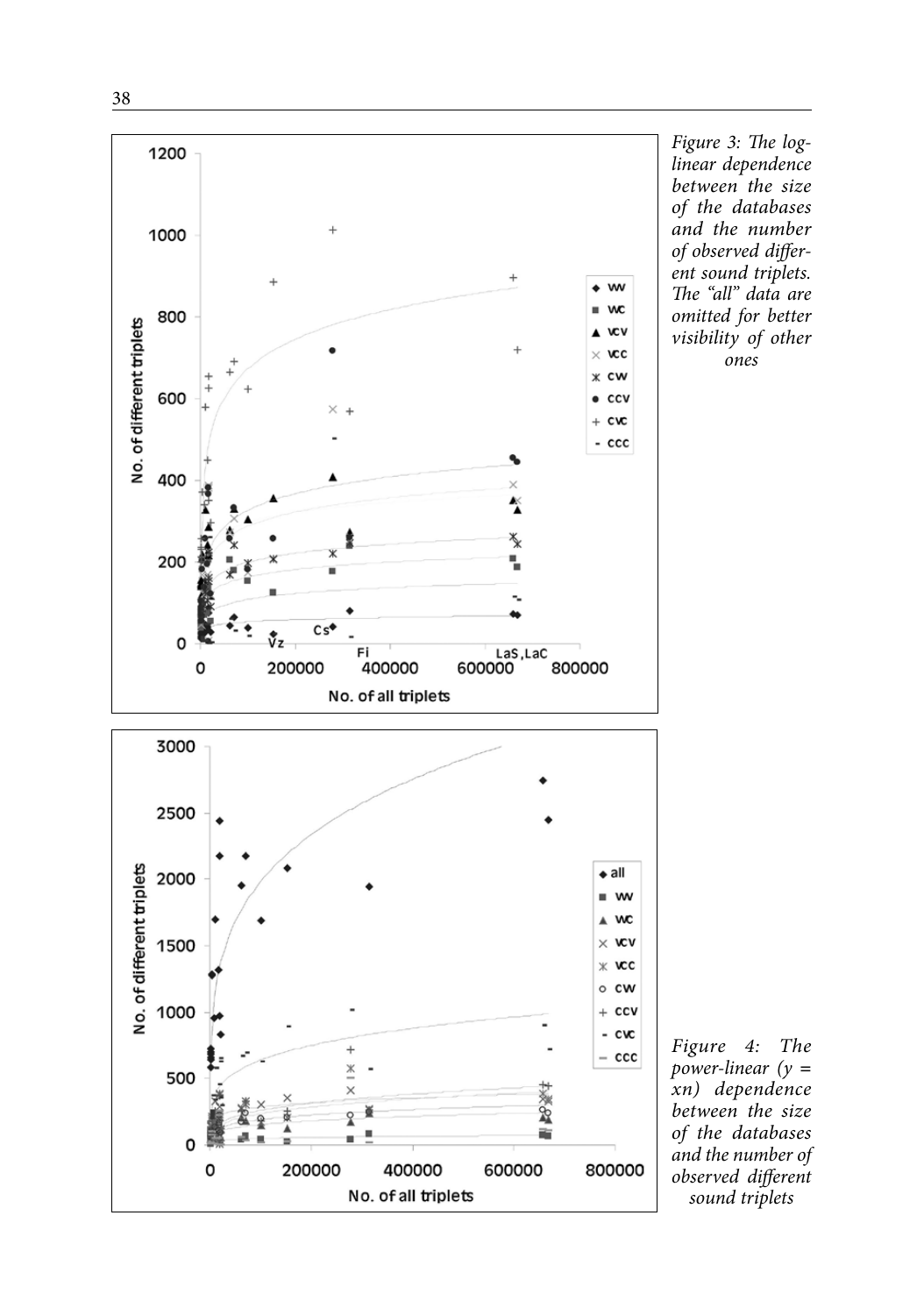*Figure 3: The log-linear dependence between the size of the databases and the number of observed different sound triplets. The "all" data are omitted for better visibility of other ones*

*Figure 4: The power-linear ($y = xn$) dependence between the size of the databases and the number of observed different sound triplets*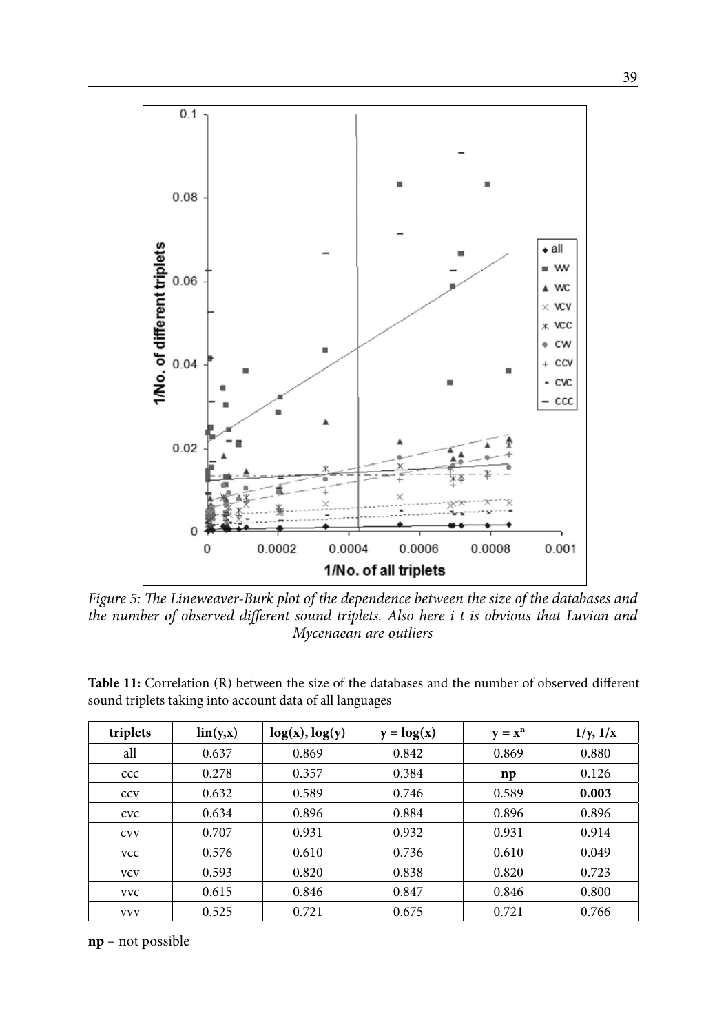*Figure 5: The Lineweaver-Burk plot of the dependence between the size of the databases and the number of observed different sound triplets. Also here i t is obvious that Luvian and Mycenaean are outliers*

**Table 11:** Correlation (R) between the size of the databases and the number of observed different sound triplets taking into account data of all languages

| triplets | lin(y,x) | log(x), log(y) | y = log(x) | $y = x^n$ | 1/y, 1/x |
|---|---|---|---|---|---|
| all | 0.637 | 0.869 | 0.842 | 0.869 | 0.880 |
| ccc | 0.278 | 0.357 | 0.384 | **np** | 0.126 |
| ccv | 0.632 | 0.589 | 0.746 | 0.589 | **0.003** |
| cvc | 0.634 | 0.896 | 0.884 | 0.896 | 0.896 |
| cvv | 0.707 | 0.931 | 0.932 | 0.931 | 0.914 |
| vcc | 0.576 | 0.610 | 0.736 | 0.610 | 0.049 |
| vcv | 0.593 | 0.820 | 0.838 | 0.820 | 0.723 |
| vvc | 0.615 | 0.846 | 0.847 | 0.846 | 0.800 |
| vvv | 0.525 | 0.721 | 0.675 | 0.721 | 0.766 |

**np** – not possible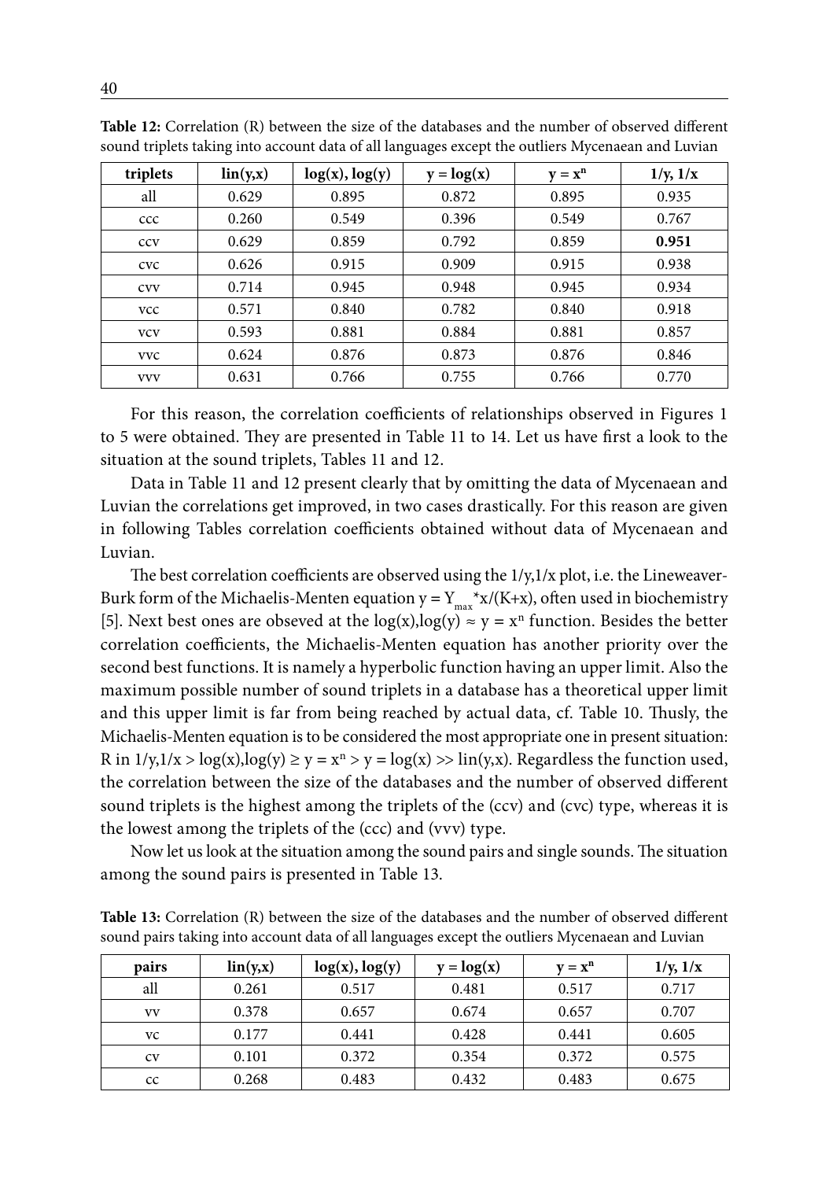**Table 12:** Correlation (R) between the size of the databases and the number of observed different sound triplets taking into account data of all languages except the outliers Mycenaean and Luvian

| triplets | lin(y,x) | log(x), log(y) | y = log(x) | $y = x^n$ | 1/y, 1/x |
|---|---|---|---|---|---|
| all | 0.629 | 0.895 | 0.872 | 0.895 | 0.935 |
| ccc | 0.260 | 0.549 | 0.396 | 0.549 | 0.767 |
| ccv | 0.629 | 0.859 | 0.792 | 0.859 | **0.951** |
| cvc | 0.626 | 0.915 | 0.909 | 0.915 | 0.938 |
| cvv | 0.714 | 0.945 | 0.948 | 0.945 | 0.934 |
| vcc | 0.571 | 0.840 | 0.782 | 0.840 | 0.918 |
| vcv | 0.593 | 0.881 | 0.884 | 0.881 | 0.857 |
| vvc | 0.624 | 0.876 | 0.873 | 0.876 | 0.846 |
| vvv | 0.631 | 0.766 | 0.755 | 0.766 | 0.770 |

For this reason, the correlation coefficients of relationships observed in Figures 1 to 5 were obtained. They are presented in Table 11 to 14. Let us have first a look to the situation at the sound triplets, Tables 11 and 12.

Data in Table 11 and 12 present clearly that by omitting the data of Mycenaean and Luvian the correlations get improved, in two cases drastically. For this reason are given in following Tables correlation coefficients obtained without data of Mycenaean and Luvian.

The best correlation coefficients are observed using the 1/y,1/x plot, i.e. the Lineweaver-Burk form of the Michaelis-Menten equation $y = Y_{max}*x/(K+x)$, often used in biochemistry [5]. Next best ones are obseved at the log(x),log(y) ≈ $y = x^n$ function. Besides the better correlation coefficients, the Michaelis-Menten equation has another priority over the second best functions. It is namely a hyperbolic function having an upper limit. Also the maximum possible number of sound triplets in a database has a theoretical upper limit and this upper limit is far from being reached by actual data, cf. Table 10. Thusly, the Michaelis-Menten equation is to be considered the most appropriate one in present situation: R in 1/y,1/x > log(x),log(y) ≥ $y = x^n$ > y = log(x) >> lin(y,x). Regardless the function used, the correlation between the size of the databases and the number of observed different sound triplets is the highest among the triplets of the (ccv) and (cvc) type, whereas it is the lowest among the triplets of the (ccc) and (vvv) type.

Now let us look at the situation among the sound pairs and single sounds. The situation among the sound pairs is presented in Table 13.

**Table 13:** Correlation (R) between the size of the databases and the number of observed different sound pairs taking into account data of all languages except the outliers Mycenaean and Luvian

| pairs | lin(y,x) | log(x), log(y) | y = log(x) | $y = x^n$ | 1/y, 1/x |
|---|---|---|---|---|---|
| all | 0.261 | 0.517 | 0.481 | 0.517 | 0.717 |
| vv | 0.378 | 0.657 | 0.674 | 0.657 | 0.707 |
| vc | 0.177 | 0.441 | 0.428 | 0.441 | 0.605 |
| cv | 0.101 | 0.372 | 0.354 | 0.372 | 0.575 |
| cc | 0.268 | 0.483 | 0.432 | 0.483 | 0.675 |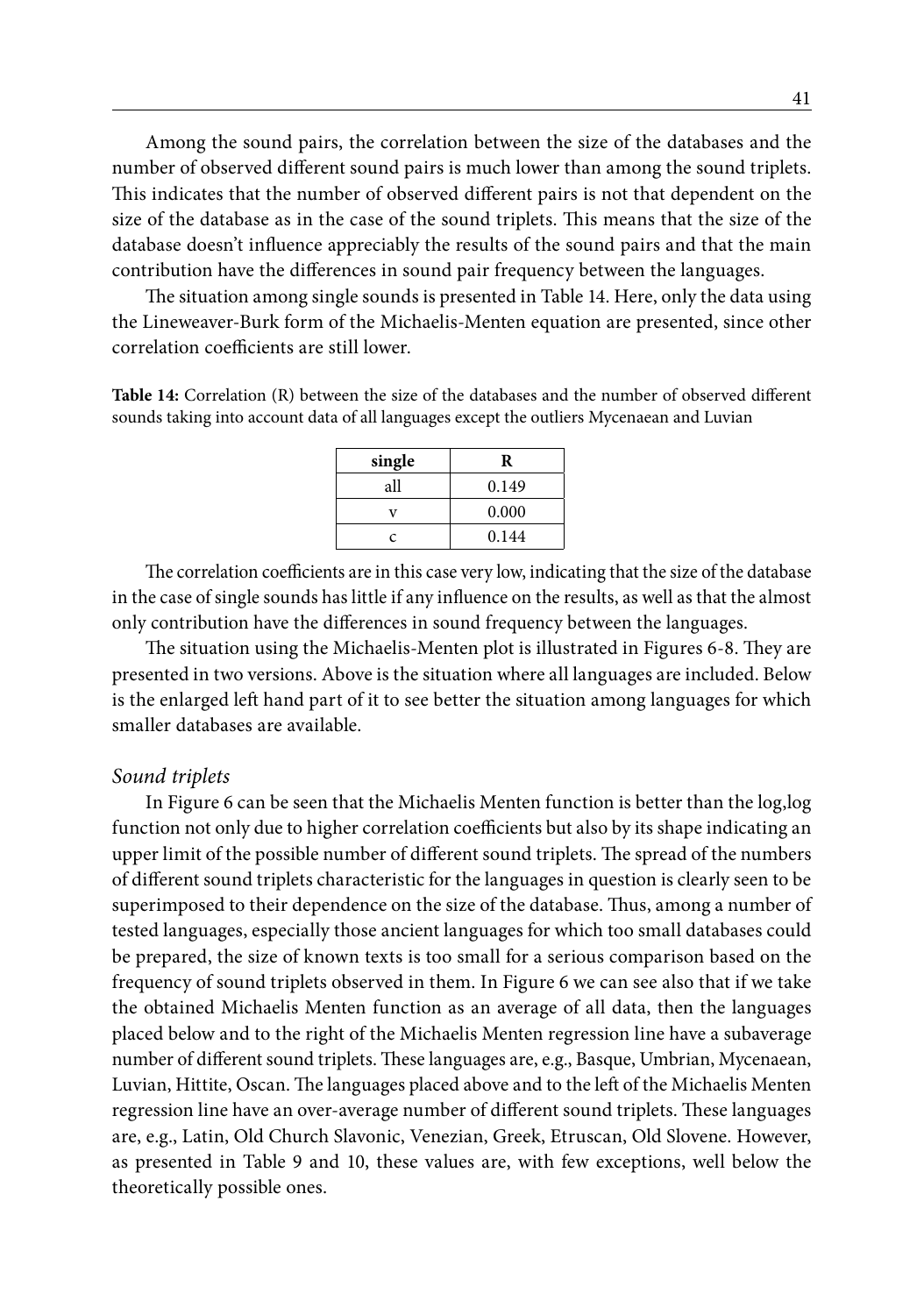Among the sound pairs, the correlation between the size of the databases and the number of observed different sound pairs is much lower than among the sound triplets. This indicates that the number of observed different pairs is not that dependent on the size of the database as in the case of the sound triplets. This means that the size of the database doesn't influence appreciably the results of the sound pairs and that the main contribution have the differences in sound pair frequency between the languages.

The situation among single sounds is presented in Table 14. Here, only the data using the Lineweaver-Burk form of the Michaelis-Menten equation are presented, since other correlation coefficients are still lower.

**Table 14:** Correlation (R) between the size of the databases and the number of observed different sounds taking into account data of all languages except the outliers Mycenaean and Luvian

| single | R |
|---|---|
| all | 0.149 |
| v | 0.000 |
| c | 0.144 |

The correlation coefficients are in this case very low, indicating that the size of the database in the case of single sounds has little if any influence on the results, as well as that the almost only contribution have the differences in sound frequency between the languages.

The situation using the Michaelis-Menten plot is illustrated in Figures 6-8. They are presented in two versions. Above is the situation where all languages are included. Below is the enlarged left hand part of it to see better the situation among languages for which smaller databases are available.

*Sound triplets*

In Figure 6 can be seen that the Michaelis Menten function is better than the log,log function not only due to higher correlation coefficients but also by its shape indicating an upper limit of the possible number of different sound triplets. The spread of the numbers of different sound triplets characteristic for the languages in question is clearly seen to be superimposed to their dependence on the size of the database. Thus, among a number of tested languages, especially those ancient languages for which too small databases could be prepared, the size of known texts is too small for a serious comparison based on the frequency of sound triplets observed in them. In Figure 6 we can see also that if we take the obtained Michaelis Menten function as an average of all data, then the languages placed below and to the right of the Michaelis Menten regression line have a subaverage number of different sound triplets. These languages are, e.g., Basque, Umbrian, Mycenaean, Luvian, Hittite, Oscan. The languages placed above and to the left of the Michaelis Menten regression line have an over-average number of different sound triplets. These languages are, e.g., Latin, Old Church Slavonic, Venezian, Greek, Etruscan, Old Slovene. However, as presented in Table 9 and 10, these values are, with few exceptions, well below the theoretically possible ones.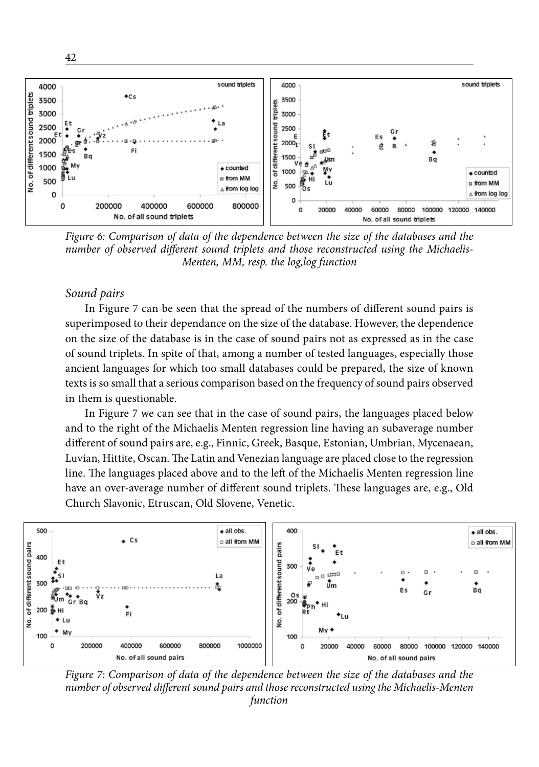*Figure 6: Comparison of data of the dependence between the size of the databases and the number of observed different sound triplets and those reconstructed using the Michaelis-Menten, MM, resp. the log,log function*

*Sound pairs*

In Figure 7 can be seen that the spread of the numbers of different sound pairs is superimposed to their dependance on the size of the database. However, the dependence on the size of the database is in the case of sound pairs not as expressed as in the case of sound triplets. In spite of that, among a number of tested languages, especially those ancient languages for which too small databases could be prepared, the size of known texts is so small that a serious comparison based on the frequency of sound pairs observed in them is questionable.

In Figure 7 we can see that in the case of sound pairs, the languages placed below and to the right of the Michaelis Menten regression line having an subaverage number different of sound pairs are, e.g., Finnic, Greek, Basque, Estonian, Umbrian, Mycenaean, Luvian, Hittite, Oscan. The Latin and Venezian language are placed close to the regression line. The languages placed above and to the left of the Michaelis Menten regression line have an over-average number of different sound triplets. These languages are, e.g., Old Church Slavonic, Etruscan, Old Slovene, Venetic.

*Figure 7: Comparison of data of the dependence between the size of the databases and the number of observed different sound pairs and those reconstructed using the Michaelis-Menten function*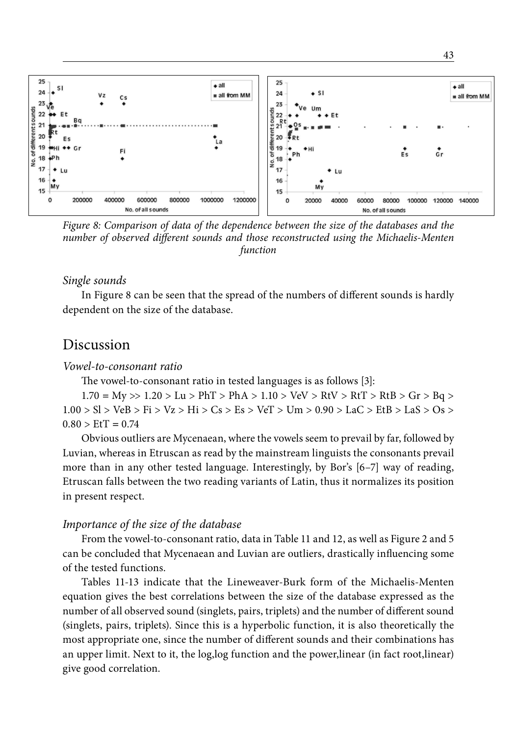*Figure 8: Comparison of data of the dependence between the size of the databases and the number of observed different sounds and those reconstructed using the Michaelis-Menten function*

*Single sounds*

In Figure 8 can be seen that the spread of the numbers of different sounds is hardly dependent on the size of the database.

# Discussion

*Vowel-to-consonant ratio*

The vowel-to-consonant ratio in tested languages is as follows [3]:

1.70 = My >> 1.20 > Lu > PhT > PhA > 1.10 > VeV > RtV > RtT > RtB > Gr > Bq > 1.00 > Sl > VeB > Fi > Vz > Hi > Cs > Es > VeT > Um > 0.90 > LaC > EtB > LaS > Os > 0.80 > EtT = 0.74

Obvious outliers are Mycenaean, where the vowels seem to prevail by far, followed by Luvian, whereas in Etruscan as read by the mainstream linguists the consonants prevail more than in any other tested language. Interestingly, by Bor's [6–7] way of reading, Etruscan falls between the two reading variants of Latin, thus it normalizes its position in present respect.

*Importance of the size of the database*

From the vowel-to-consonant ratio, data in Table 11 and 12, as well as Figure 2 and 5 can be concluded that Mycenaean and Luvian are outliers, drastically influencing some of the tested functions.

Tables 11-13 indicate that the Lineweaver-Burk form of the Michaelis-Menten equation gives the best correlations between the size of the database expressed as the number of all observed sound (singlets, pairs, triplets) and the number of different sound (singlets, pairs, triplets). Since this is a hyperbolic function, it is also theoretically the most appropriate one, since the number of different sounds and their combinations has an upper limit. Next to it, the log,log function and the power,linear (in fact root,linear) give good correlation.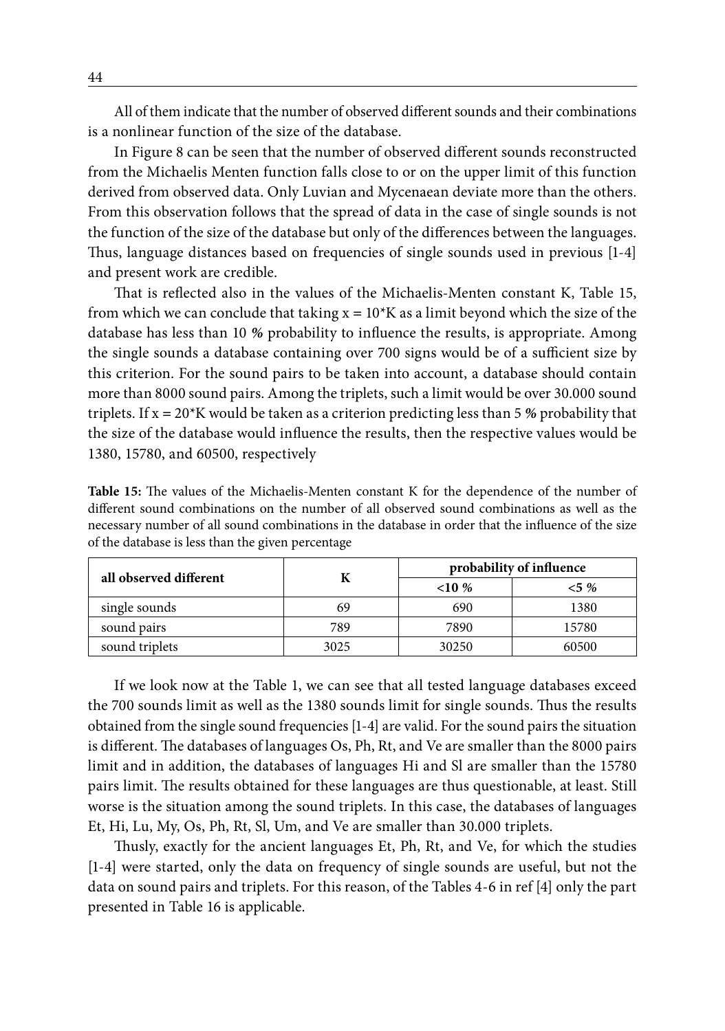All of them indicate that the number of observed different sounds and their combinations is a nonlinear function of the size of the database.

In Figure 8 can be seen that the number of observed different sounds reconstructed from the Michaelis Menten function falls close to or on the upper limit of this function derived from observed data. Only Luvian and Mycenaean deviate more than the others. From this observation follows that the spread of data in the case of single sounds is not the function of the size of the database but only of the differences between the languages. Thus, language distances based on frequencies of single sounds used in previous [1-4] and present work are credible.

That is reflected also in the values of the Michaelis-Menten constant K, Table 15, from which we can conclude that taking $x = 10^*K$ as a limit beyond which the size of the database has less than 10 % probability to influence the results, is appropriate. Among the single sounds a database containing over 700 signs would be of a sufficient size by this criterion. For the sound pairs to be taken into account, a database should contain more than 8000 sound pairs. Among the triplets, such a limit would be over 30.000 sound triplets. If $x = 20^*K$ would be taken as a criterion predicting less than 5 % probability that the size of the database would influence the results, then the respective values would be 1380, 15780, and 60500, respectively

**Table 15:** The values of the Michaelis-Menten constant K for the dependence of the number of different sound combinations on the number of all observed sound combinations as well as the necessary number of all sound combinations in the database in order that the influence of the size of the database is less than the given percentage

| all observed different | K | probability of influence | |
|---|---|---|---|
| | | <10 % | <5 % |
| single sounds | 69 | 690 | 1380 |
| sound pairs | 789 | 7890 | 15780 |
| sound triplets | 3025 | 30250 | 60500 |

If we look now at the Table 1, we can see that all tested language databases exceed the 700 sounds limit as well as the 1380 sounds limit for single sounds. Thus the results obtained from the single sound frequencies [1-4] are valid. For the sound pairs the situation is different. The databases of languages Os, Ph, Rt, and Ve are smaller than the 8000 pairs limit and in addition, the databases of languages Hi and Sl are smaller than the 15780 pairs limit. The results obtained for these languages are thus questionable, at least. Still worse is the situation among the sound triplets. In this case, the databases of languages Et, Hi, Lu, My, Os, Ph, Rt, Sl, Um, and Ve are smaller than 30.000 triplets.

Thusly, exactly for the ancient languages Et, Ph, Rt, and Ve, for which the studies [1-4] were started, only the data on frequency of single sounds are useful, but not the data on sound pairs and triplets. For this reason, of the Tables 4-6 in ref [4] only the part presented in Table 16 is applicable.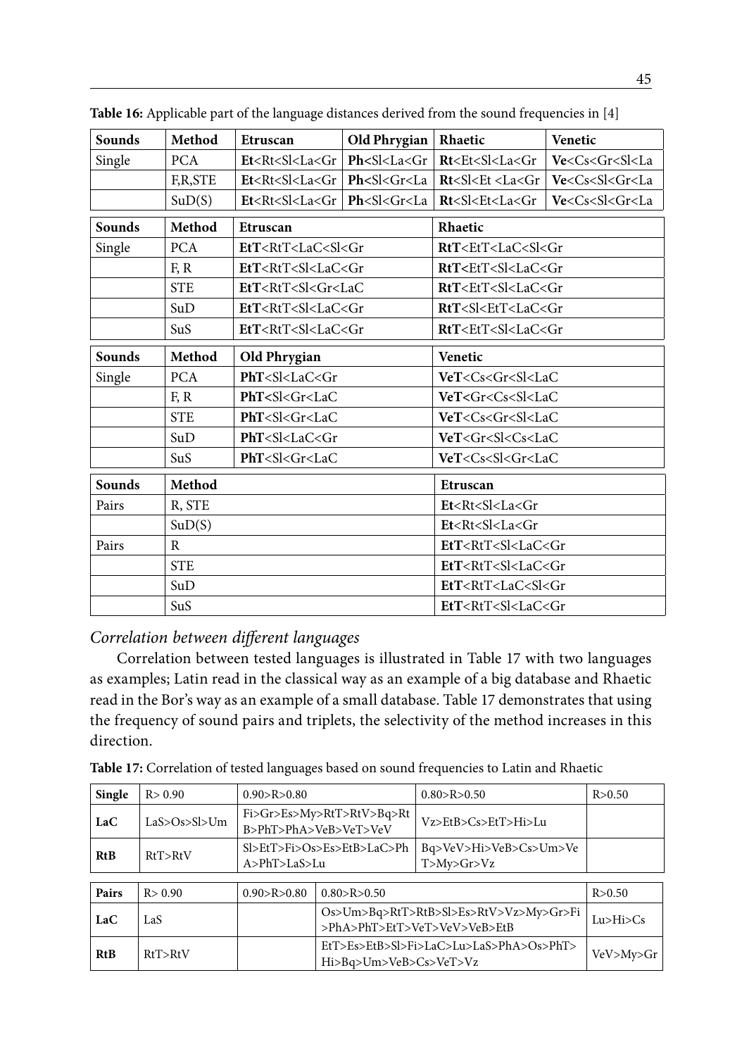**Table 16:** Applicable part of the language distances derived from the sound frequencies in [4]

| Sounds | Method | Etruscan | Old Phrygian | Rhaetic | Venetic |
|---|---|---|---|---|---|
| Single | PCA | **Et**<Rt<Sl<La<Gr | **Ph**<Sl<La<Gr | **Rt**<Et<Sl<La<Gr | **Ve**<Cs<Gr<Sl<La |
| | F,R,STE | **Et**<Rt<Sl<La<Gr | **Ph**<Sl<Gr<La | **Rt**<Sl<Et <La<Gr | **Ve**<Cs<Sl<Gr<La |
| | SuD(S) | **Et**<Rt<Sl<La<Gr | **Ph**<Sl<Gr<La | **Rt**<Sl<Et<La<Gr | **Ve**<Cs<Sl<Gr<La |

| Sounds | Method | Etruscan | Rhaetic |
|---|---|---|---|
| Single | PCA | **EtT**<RtT<LaC<Sl<Gr | **RtT**<EtT<LaC<Sl<Gr |
| | F, R | **EtT**<RtT<Sl<LaC<Gr | **RtT**<EtT<Sl<LaC<Gr |
| | STE | **EtT**<RtT<Sl<Gr<LaC | **RtT**<EtT<Sl<LaC<Gr |
| | SuD | **EtT**<RtT<Sl<LaC<Gr | **RtT**<Sl<EtT<LaC<Gr |
| | SuS | **EtT**<RtT<Sl<LaC<Gr | **RtT**<EtT<Sl<LaC<Gr |

| Sounds | Method | Old Phrygian | Venetic |
|---|---|---|---|
| Single | PCA | **PhT**<Sl<LaC<Gr | **VeT**<Cs<Gr<Sl<LaC |
| | F, R | **PhT**<Sl<Gr<LaC | **VeT**<Gr<Cs<Sl<LaC |
| | STE | **PhT**<Sl<Gr<LaC | **VeT**<Cs<Gr<Sl<LaC |
| | SuD | **PhT**<Sl<LaC<Gr | **VeT**<Gr<Sl<Cs<LaC |
| | SuS | **PhT**<Sl<Gr<LaC | **VeT**<Cs<Sl<Gr<LaC |

| Sounds | Method | Etruscan |
|---|---|---|
| Pairs | R, STE | **Et**<Rt<Sl<La<Gr |
| | SuD(S) | **Et**<Rt<Sl<La<Gr |
| Pairs | R | **EtT**<RtT<Sl<LaC<Gr |
| | STE | **EtT**<RtT<Sl<LaC<Gr |
| | SuD | **EtT**<RtT<LaC<Sl<Gr |
| | SuS | **EtT**<RtT<Sl<LaC<Gr |

## *Correlation between different languages*

Correlation between tested languages is illustrated in Table 17 with two languages as examples; Latin read in the classical way as an example of a big database and Rhaetic read in the Bor's way as an example of a small database. Table 17 demonstrates that using the frequency of sound pairs and triplets, the selectivity of the method increases in this direction.

**Table 17:** Correlation of tested languages based on sound frequencies to Latin and Rhaetic

| **Single** | R> 0.90 | 0.90>R>0.80 | 0.80>R>0.50 | R>0.50 |
|---|---|---|---|---|
| **LaC** | LaS>Os>Sl>Um | Fi>Gr>Es>My>RtT>RtV>Bq>RtB>PhT>PhA>VeB>VeT>VeV | Vz>EtB>Cs>EtT>Hi>Lu | |
| **RtB** | RtT>RtV | Sl>EtT>Fi>Os>Es>EtB>LaC>PhA>PhT>LaS>Lu | Bq>VeV>Hi>VeB>Cs>Um>VeT>My>Gr>Vz | |

| **Pairs** | R> 0.90 | 0.90>R>0.80 | 0.80>R>0.50 | R>0.50 |
|---|---|---|---|---|
| **LaC** | LaS | | Os>Um>Bq>RtT>RtB>Sl>Es>RtV>Vz>My>Gr>Fi>PhA>PhT>EtT>VeT>VeV>VeB>EtB | Lu>Hi>Cs |
| **RtB** | RtT>RtV | | EtT>Es>EtB>Sl>Fi>LaC>Lu>LaS>PhA>Os>PhT>Hi>Bq>Um>VeB>Cs>VeT>Vz | VeV>My>Gr |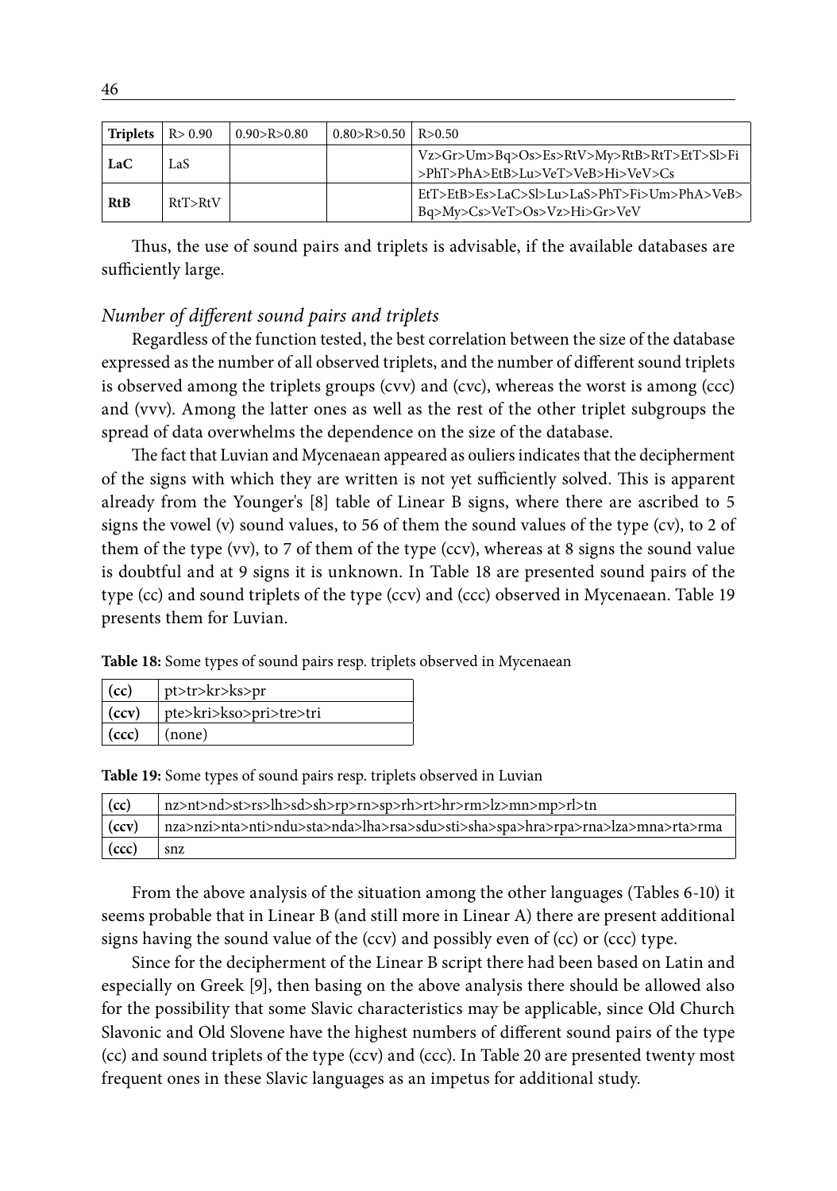| Triplets | R> 0.90 | 0.90>R>0.80 | 0.80>R>0.50 | R>0.50 |
|---|---|---|---|---|
| **LaC** | LaS | | | Vz>Gr>Um>Bq>Os>Es>RtV>My>RtB>RtT>EtT>Sl>Fi >PhT>PhA>EtB>Lu>VeT>VeB>Hi>VeV>Cs |
| **RtB** | RtT>RtV | | | EtT>EtB>Es>LaC>Sl>Lu>LaS>PhT>Fi>Um>PhA>VeB> Bq>My>Cs>VeT>Os>Vz>Hi>Gr>VeV |

Thus, the use of sound pairs and triplets is advisable, if the available databases are sufficiently large.

*Number of different sound pairs and triplets*

Regardless of the function tested, the best correlation between the size of the database expressed as the number of all observed triplets, and the number of different sound triplets is observed among the triplets groups (cvv) and (cvc), whereas the worst is among (ccc) and (vvv). Among the latter ones as well as the rest of the other triplet subgroups the spread of data overwhelms the dependence on the size of the database.

The fact that Luvian and Mycenaean appeared as ouliers indicates that the decipherment of the signs with which they are written is not yet sufficiently solved. This is apparent already from the Younger's [8] table of Linear B signs, where there are ascribed to 5 signs the vowel (v) sound values, to 56 of them the sound values of the type (cv), to 2 of them of the type (vv), to 7 of them of the type (ccv), whereas at 8 signs the sound value is doubtful and at 9 signs it is unknown. In Table 18 are presented sound pairs of the type (cc) and sound triplets of the type (ccv) and (ccc) observed in Mycenaean. Table 19 presents them for Luvian.

**Table 18:** Some types of sound pairs resp. triplets observed in Mycenaean

| | |
|---|---|
| **(cc)** | pt>tr>kr>ks>pr |
| **(ccv)** | pte>kri>kso>pri>tre>tri |
| **(ccc)** | (none) |

**Table 19:** Some types of sound pairs resp. triplets observed in Luvian

| | |
|---|---|
| **(cc)** | nz>nt>nd>st>rs>lh>sd>sh>rp>rn>sp>rh>rt>hr>rm>lz>mn>mp>rl>tn |
| **(ccv)** | nza>nzi>nta>nti>ndu>sta>nda>lha>rsa>sdu>sti>sha>spa>hra>rpa>rna>lza>mna>rta>rma |
| **(ccc)** | snz |

From the above analysis of the situation among the other languages (Tables 6-10) it seems probable that in Linear B (and still more in Linear A) there are present additional signs having the sound value of the (ccv) and possibly even of (cc) or (ccc) type.

Since for the decipherment of the Linear B script there had been based on Latin and especially on Greek [9], then basing on the above analysis there should be allowed also for the possibility that some Slavic characteristics may be applicable, since Old Church Slavonic and Old Slovene have the highest numbers of different sound pairs of the type (cc) and sound triplets of the type (ccv) and (ccc). In Table 20 are presented twenty most frequent ones in these Slavic languages as an impetus for additional study.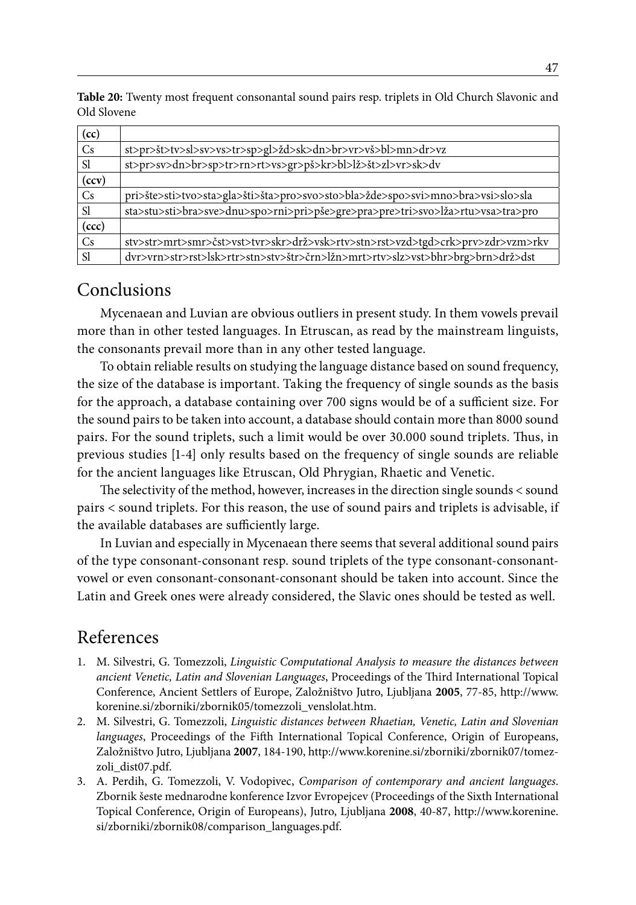**Table 20:** Twenty most frequent consonantal sound pairs resp. triplets in Old Church Slavonic and Old Slovene

| (cc) | |
|---|---|
| Cs | st>pr>št>tv>sl>sv>vs>tr>sp>gl>žd>sk>dn>br>vr>vš>bl>mn>dr>vz |
| Sl | st>pr>sv>dn>br>sp>tr>rn>rt>vs>gr>pš>kr>bl>lž>št>zl>vr>sk>dv |
| **(ccv)** | |
| Cs | pri>šte>sti>tvo>sta>gla>šti>šta>pro>svo>sto>bla>žde>spo>svi>mno>bra>vsi>slo>sla |
| Sl | sta>stu>sti>bra>sve>dnu>spo>rni>pri>pše>gre>pra>pre>tri>svo>lža>rtu>vsa>tra>pro |
| **(ccc)** | |
| Cs | stv>str>mrt>smr>čst>vst>tvr>skr>drž>vsk>rtv>stn>rst>vzd>tgd>crk>prv>zdr>vzm>rkv |
| Sl | dvr>vrn>str>rst>lsk>rtr>stn>stv>štr>črn>lžn>mrt>rtv>slz>vst>bhr>brg>brn>drž>dst |

## Conclusions

Mycenaean and Luvian are obvious outliers in present study. In them vowels prevail more than in other tested languages. In Etruscan, as read by the mainstream linguists, the consonants prevail more than in any other tested language.

To obtain reliable results on studying the language distance based on sound frequency, the size of the database is important. Taking the frequency of single sounds as the basis for the approach, a database containing over 700 signs would be of a sufficient size. For the sound pairs to be taken into account, a database should contain more than 8000 sound pairs. For the sound triplets, such a limit would be over 30.000 sound triplets. Thus, in previous studies [1-4] only results based on the frequency of single sounds are reliable for the ancient languages like Etruscan, Old Phrygian, Rhaetic and Venetic.

The selectivity of the method, however, increases in the direction single sounds < sound pairs < sound triplets. For this reason, the use of sound pairs and triplets is advisable, if the available databases are sufficiently large.

In Luvian and especially in Mycenaean there seems that several additional sound pairs of the type consonant-consonant resp. sound triplets of the type consonant-consonant-vowel or even consonant-consonant-consonant should be taken into account. Since the Latin and Greek ones were already considered, the Slavic ones should be tested as well.

## References

1. M. Silvestri, G. Tomezzoli, *Linguistic Computational Analysis to measure the distances between ancient Venetic, Latin and Slovenian Languages*, Proceedings of the Third International Topical Conference, Ancient Settlers of Europe, Založništvo Jutro, Ljubljana **2005**, 77-85, http://www.korenine.si/zborniki/zbornik05/tomezzoli_venslolat.htm.
2. M. Silvestri, G. Tomezzoli, *Linguistic distances between Rhaetian, Venetic, Latin and Slovenian languages*, Proceedings of the Fifth International Topical Conference, Origin of Europeans, Založništvo Jutro, Ljubljana **2007**, 184-190, http://www.korenine.si/zborniki/zbornik07/tomezzoli_dist07.pdf.
3. A. Perdih, G. Tomezzoli, V. Vodopivec, *Comparison of contemporary and ancient languages*. Zbornik šeste mednarodne konference Izvor Evropejcev (Proceedings of the Sixth International Topical Conference, Origin of Europeans), Jutro, Ljubljana **2008**, 40-87, http://www.korenine.si/zborniki/zbornik08/comparison_languages.pdf.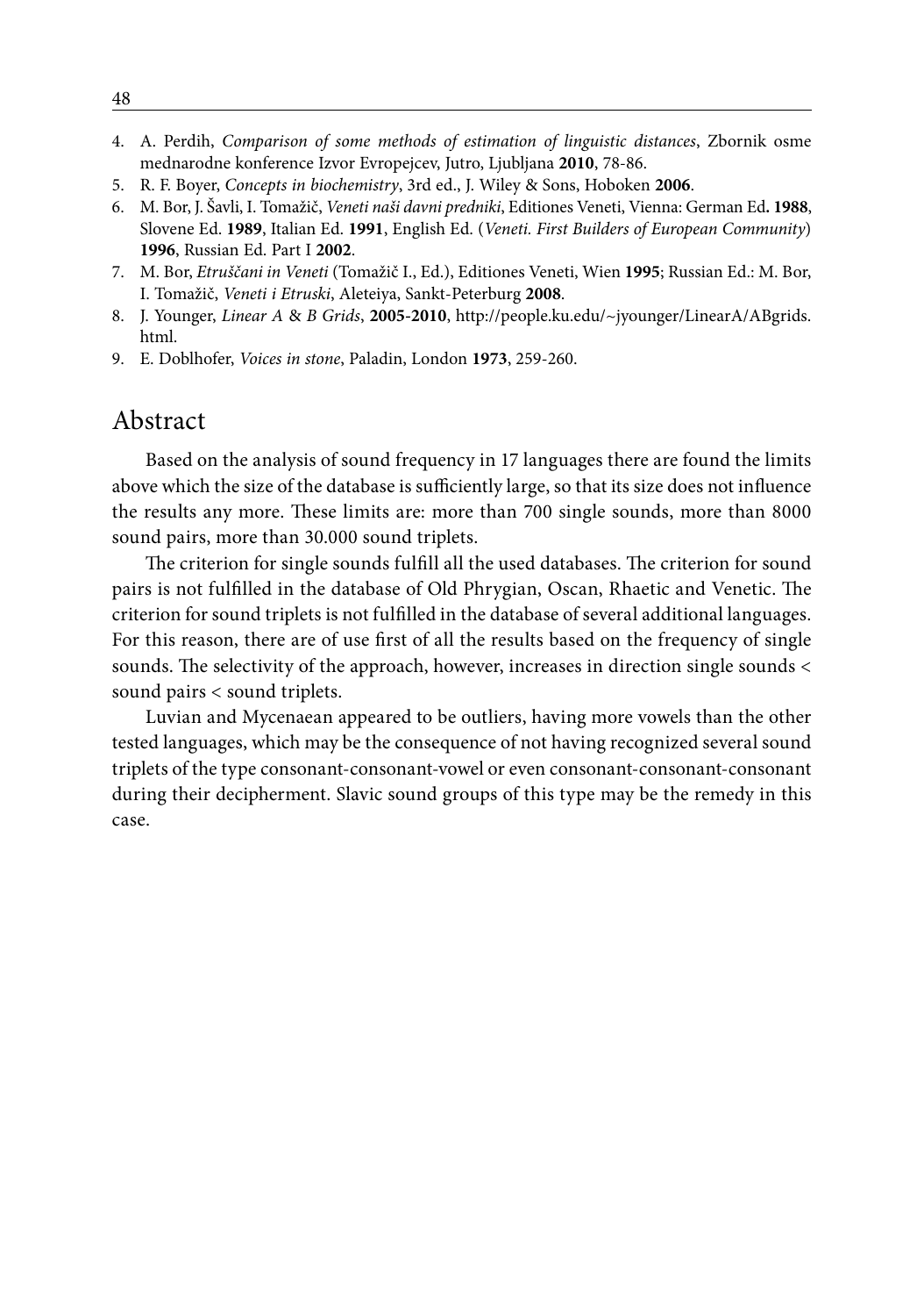4. A. Perdih, *Comparison of some methods of estimation of linguistic distances*, Zbornik osme mednarodne konference Izvor Evropejcev, Jutro, Ljubljana **2010**, 78-86.
5. R. F. Boyer, *Concepts in biochemistry*, 3rd ed., J. Wiley & Sons, Hoboken **2006**.
6. M. Bor, J. Šavli, I. Tomažič, *Veneti naši davni predniki*, Editiones Veneti, Vienna: German Ed**. 1988**, Slovene Ed. **1989**, Italian Ed. **1991**, English Ed. (*Veneti. First Builders of European Community*) **1996**, Russian Ed. Part I **2002**.
7. M. Bor, *Etruščani in Veneti* (Tomažič I., Ed.), Editiones Veneti, Wien **1995**; Russian Ed.: M. Bor, I. Tomažič, *Veneti i Etruski*, Aleteiya, Sankt-Peterburg **2008**.
8. J. Younger, *Linear A* & *B Grids*, **2005-2010**, http://people.ku.edu/~jyounger/LinearA/ABgrids.html.
9. E. Doblhofer, *Voices in stone*, Paladin, London **1973**, 259-260.

## Abstract

Based on the analysis of sound frequency in 17 languages there are found the limits above which the size of the database is sufficiently large, so that its size does not influence the results any more. These limits are: more than 700 single sounds, more than 8000 sound pairs, more than 30.000 sound triplets.

The criterion for single sounds fulfill all the used databases. The criterion for sound pairs is not fulfilled in the database of Old Phrygian, Oscan, Rhaetic and Venetic. The criterion for sound triplets is not fulfilled in the database of several additional languages. For this reason, there are of use first of all the results based on the frequency of single sounds. The selectivity of the approach, however, increases in direction single sounds < sound pairs < sound triplets.

Luvian and Mycenaean appeared to be outliers, having more vowels than the other tested languages, which may be the consequence of not having recognized several sound triplets of the type consonant-consonant-vowel or even consonant-consonant-consonant during their decipherment. Slavic sound groups of this type may be the remedy in this case.